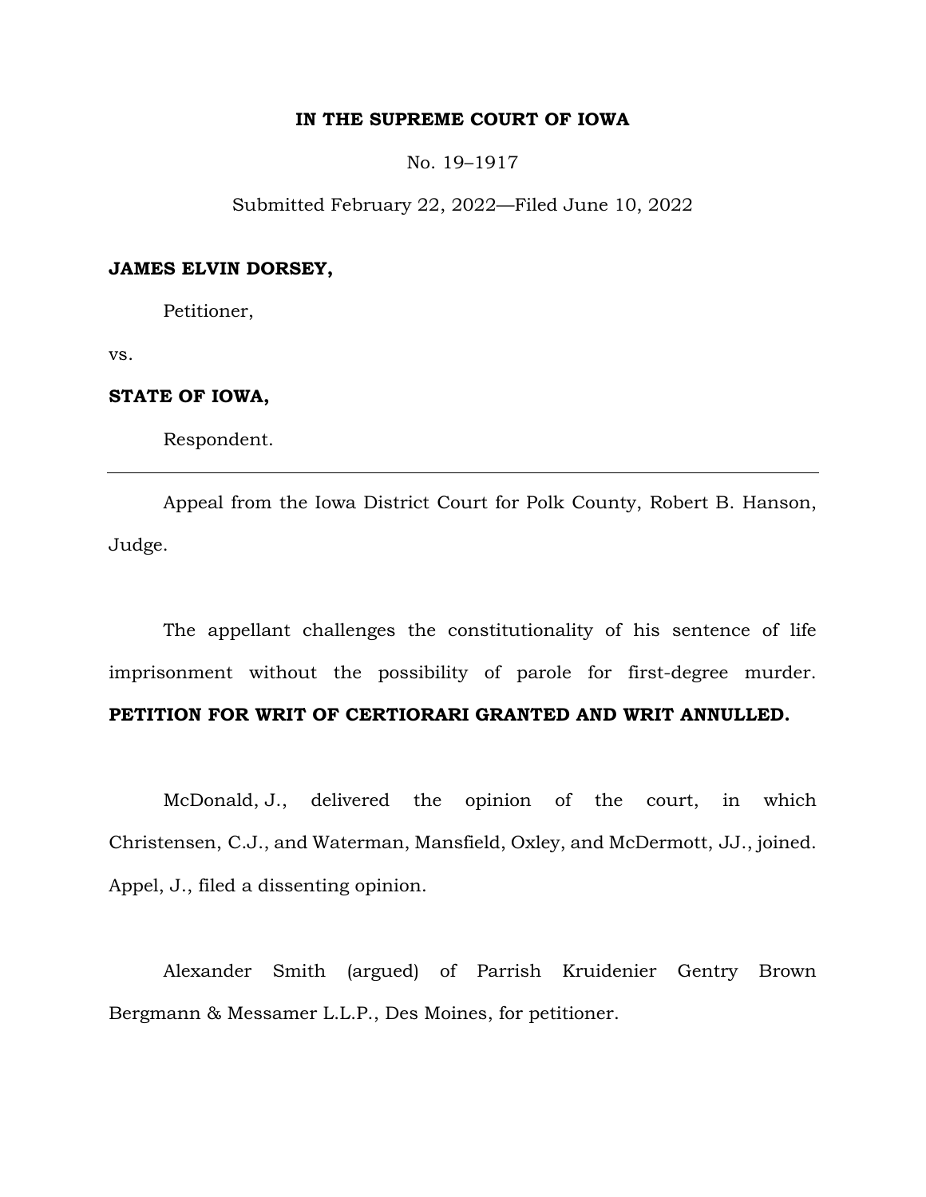**IN THE SUPREME COURT OF IOWA**

No. 19–1917

Submitted February 22, 2022—Filed June 10, 2022

**JAMES ELVIN DORSEY,**

Petitioner,

vs.

**STATE OF IOWA,**

Respondent.

---

Appeal from the Iowa District Court for Polk County, Robert B. Hanson, Judge.

The appellant challenges the constitutionality of his sentence of life imprisonment without the possibility of parole for first-degree murder. **PETITION FOR WRIT OF CERTIORARI GRANTED AND WRIT ANNULLED.**

McDonald, J., delivered the opinion of the court, in which Christensen, C.J., and Waterman, Mansfield, Oxley, and McDermott, JJ., joined. Appel, J., filed a dissenting opinion.

Alexander Smith (argued) of Parrish Kruidenier Gentry Brown Bergmann & Messamer L.L.P., Des Moines, for petitioner.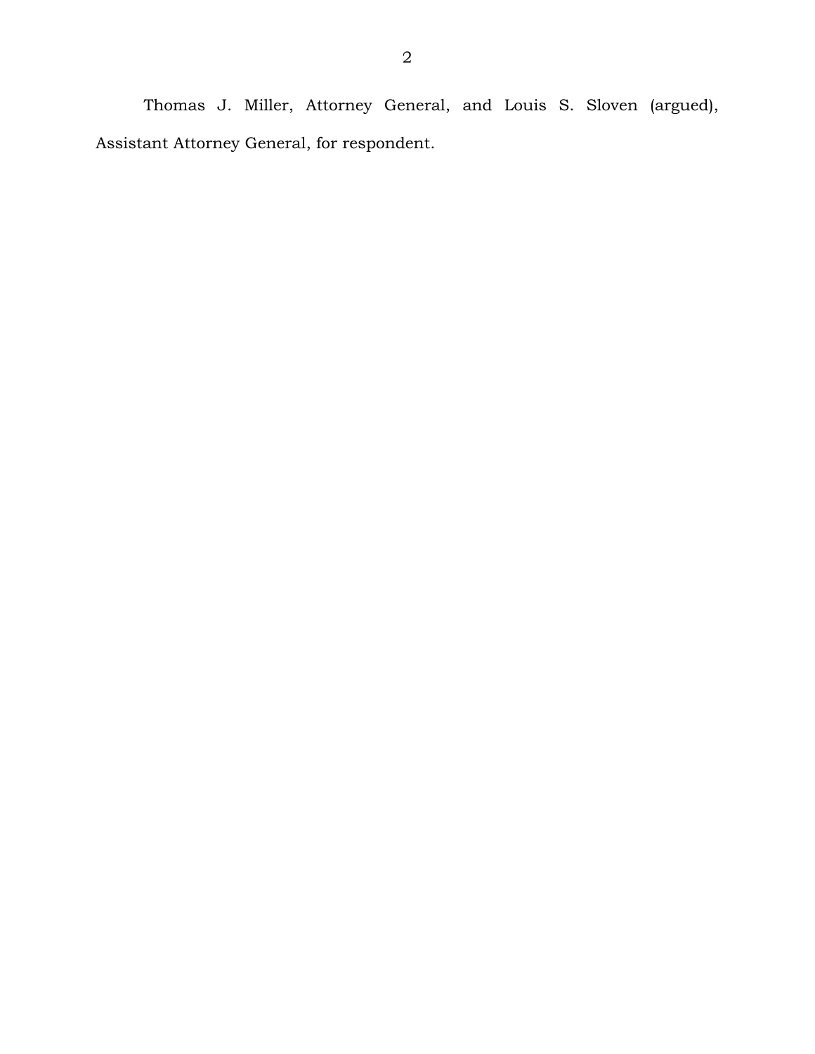Thomas J. Miller, Attorney General, and Louis S. Sloven (argued), Assistant Attorney General, for respondent.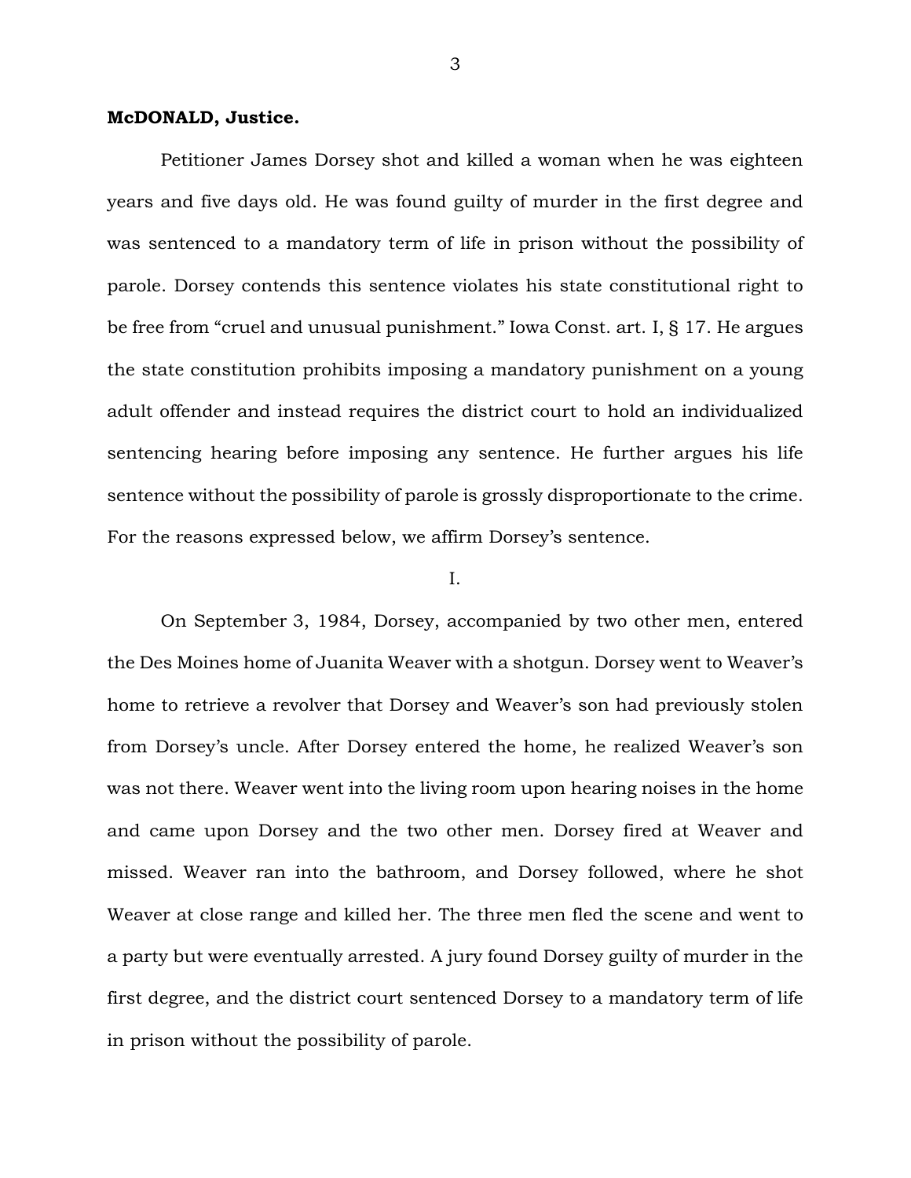**McDONALD, Justice.**

Petitioner James Dorsey shot and killed a woman when he was eighteen years and five days old. He was found guilty of murder in the first degree and was sentenced to a mandatory term of life in prison without the possibility of parole. Dorsey contends this sentence violates his state constitutional right to be free from "cruel and unusual punishment." Iowa Const. art. I, § 17. He argues the state constitution prohibits imposing a mandatory punishment on a young adult offender and instead requires the district court to hold an individualized sentencing hearing before imposing any sentence. He further argues his life sentence without the possibility of parole is grossly disproportionate to the crime. For the reasons expressed below, we affirm Dorsey's sentence.

I.

On September 3, 1984, Dorsey, accompanied by two other men, entered the Des Moines home of Juanita Weaver with a shotgun. Dorsey went to Weaver's home to retrieve a revolver that Dorsey and Weaver's son had previously stolen from Dorsey's uncle. After Dorsey entered the home, he realized Weaver's son was not there. Weaver went into the living room upon hearing noises in the home and came upon Dorsey and the two other men. Dorsey fired at Weaver and missed. Weaver ran into the bathroom, and Dorsey followed, where he shot Weaver at close range and killed her. The three men fled the scene and went to a party but were eventually arrested. A jury found Dorsey guilty of murder in the first degree, and the district court sentenced Dorsey to a mandatory term of life in prison without the possibility of parole.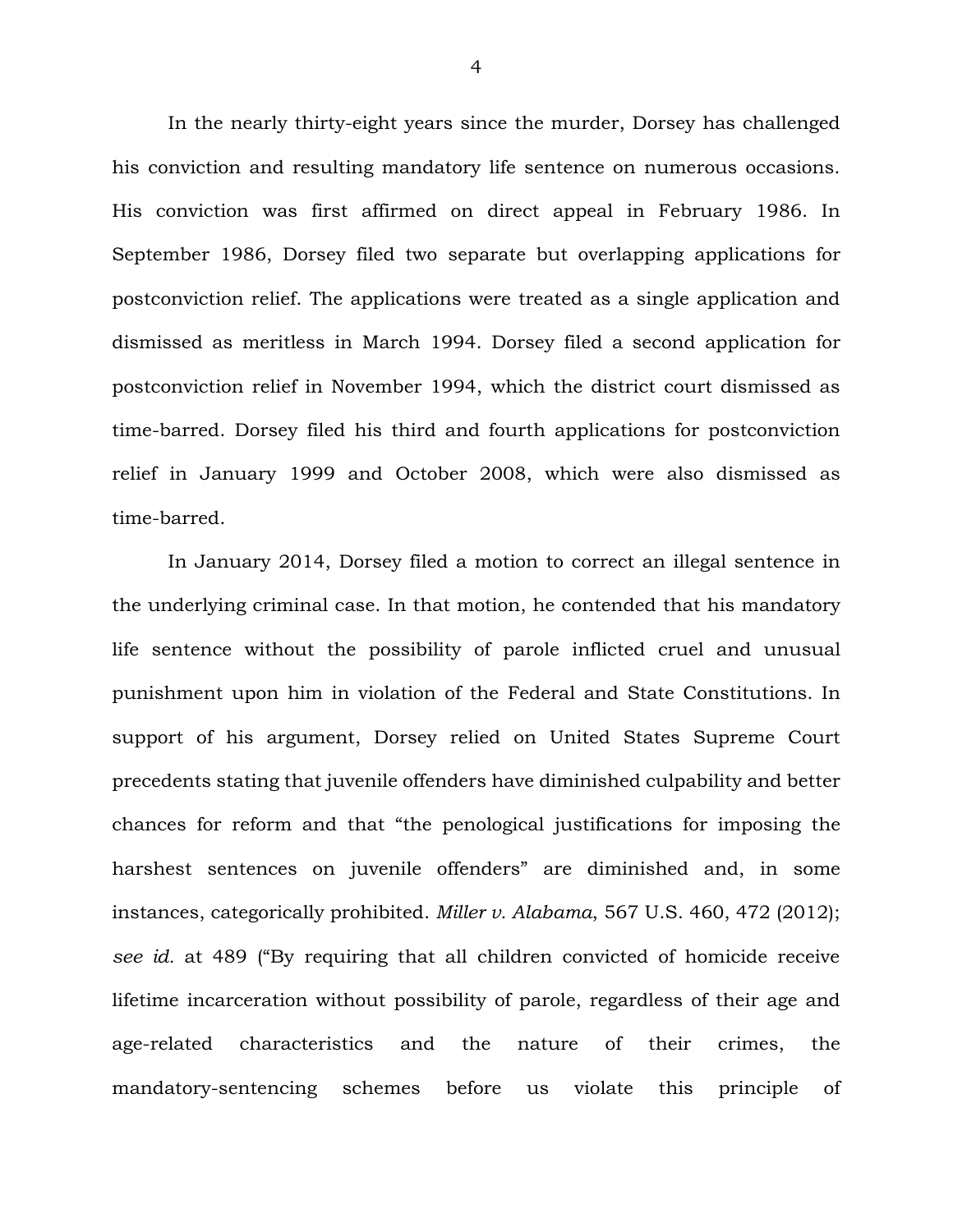In the nearly thirty-eight years since the murder, Dorsey has challenged his conviction and resulting mandatory life sentence on numerous occasions. His conviction was first affirmed on direct appeal in February 1986. In September 1986, Dorsey filed two separate but overlapping applications for postconviction relief. The applications were treated as a single application and dismissed as meritless in March 1994. Dorsey filed a second application for postconviction relief in November 1994, which the district court dismissed as time-barred. Dorsey filed his third and fourth applications for postconviction relief in January 1999 and October 2008, which were also dismissed as time-barred.

In January 2014, Dorsey filed a motion to correct an illegal sentence in the underlying criminal case. In that motion, he contended that his mandatory life sentence without the possibility of parole inflicted cruel and unusual punishment upon him in violation of the Federal and State Constitutions. In support of his argument, Dorsey relied on United States Supreme Court precedents stating that juvenile offenders have diminished culpability and better chances for reform and that "the penological justifications for imposing the harshest sentences on juvenile offenders" are diminished and, in some instances, categorically prohibited. *Miller v. Alabama*, 567 U.S. 460, 472 (2012); *see id.* at 489 ("By requiring that all children convicted of homicide receive lifetime incarceration without possibility of parole, regardless of their age and age-related characteristics and the nature of their crimes, the mandatory-sentencing schemes before us violate this principle of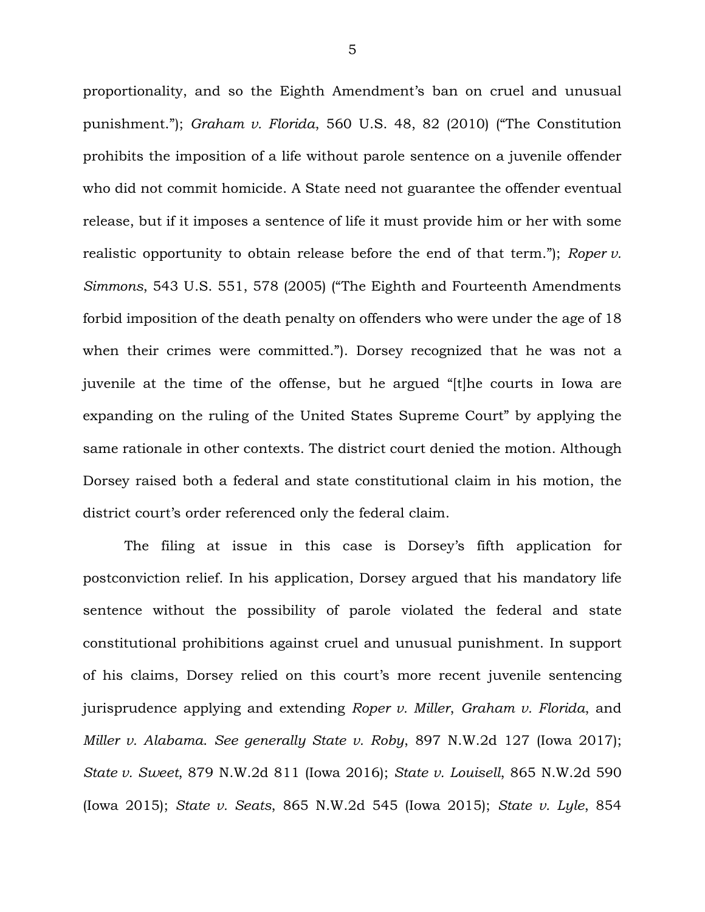proportionality, and so the Eighth Amendment's ban on cruel and unusual punishment."); *Graham v. Florida*, 560 U.S. 48, 82 (2010) ("The Constitution prohibits the imposition of a life without parole sentence on a juvenile offender who did not commit homicide. A State need not guarantee the offender eventual release, but if it imposes a sentence of life it must provide him or her with some realistic opportunity to obtain release before the end of that term."); *Roper v. Simmons*, 543 U.S. 551, 578 (2005) ("The Eighth and Fourteenth Amendments forbid imposition of the death penalty on offenders who were under the age of 18 when their crimes were committed."). Dorsey recognized that he was not a juvenile at the time of the offense, but he argued "[t]he courts in Iowa are expanding on the ruling of the United States Supreme Court" by applying the same rationale in other contexts. The district court denied the motion. Although Dorsey raised both a federal and state constitutional claim in his motion, the district court's order referenced only the federal claim.

The filing at issue in this case is Dorsey's fifth application for postconviction relief. In his application, Dorsey argued that his mandatory life sentence without the possibility of parole violated the federal and state constitutional prohibitions against cruel and unusual punishment. In support of his claims, Dorsey relied on this court's more recent juvenile sentencing jurisprudence applying and extending *Roper v. Miller*, *Graham v. Florida,* and *Miller v. Alabama*. *See generally State v. Roby*, 897 N.W.2d 127 (Iowa 2017); *State v. Sweet*, 879 N.W.2d 811 (Iowa 2016); *State v. Louisell*, 865 N.W.2d 590 (Iowa 2015); *State v. Seats*, 865 N.W.2d 545 (Iowa 2015); *State v. Lyle*, 854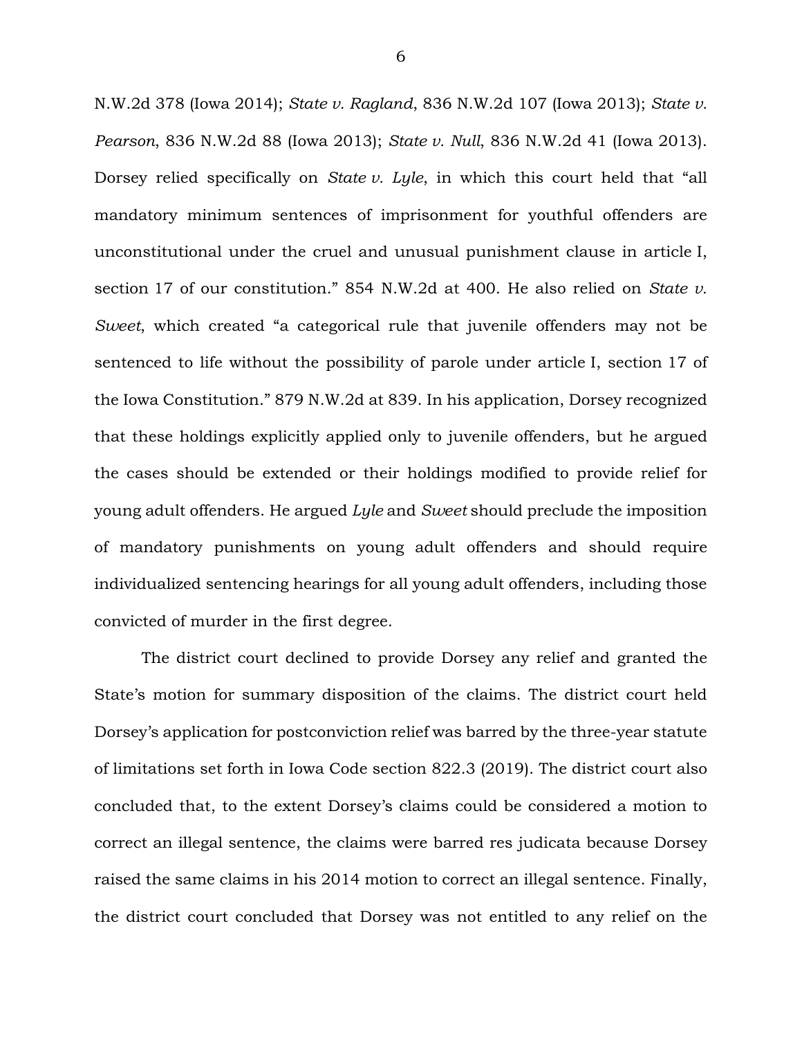N.W.2d 378 (Iowa 2014); *State v. Ragland*, 836 N.W.2d 107 (Iowa 2013); *State v. Pearson*, 836 N.W.2d 88 (Iowa 2013); *State v. Null*, 836 N.W.2d 41 (Iowa 2013). Dorsey relied specifically on *State v. Lyle*, in which this court held that "all mandatory minimum sentences of imprisonment for youthful offenders are unconstitutional under the cruel and unusual punishment clause in article I, section 17 of our constitution." 854 N.W.2d at 400. He also relied on *State v. Sweet*, which created "a categorical rule that juvenile offenders may not be sentenced to life without the possibility of parole under article I, section 17 of the Iowa Constitution." 879 N.W.2d at 839. In his application, Dorsey recognized that these holdings explicitly applied only to juvenile offenders, but he argued the cases should be extended or their holdings modified to provide relief for young adult offenders. He argued *Lyle* and *Sweet* should preclude the imposition of mandatory punishments on young adult offenders and should require individualized sentencing hearings for all young adult offenders, including those convicted of murder in the first degree.

The district court declined to provide Dorsey any relief and granted the State's motion for summary disposition of the claims. The district court held Dorsey's application for postconviction relief was barred by the three-year statute of limitations set forth in Iowa Code section 822.3 (2019). The district court also concluded that, to the extent Dorsey's claims could be considered a motion to correct an illegal sentence, the claims were barred res judicata because Dorsey raised the same claims in his 2014 motion to correct an illegal sentence. Finally, the district court concluded that Dorsey was not entitled to any relief on the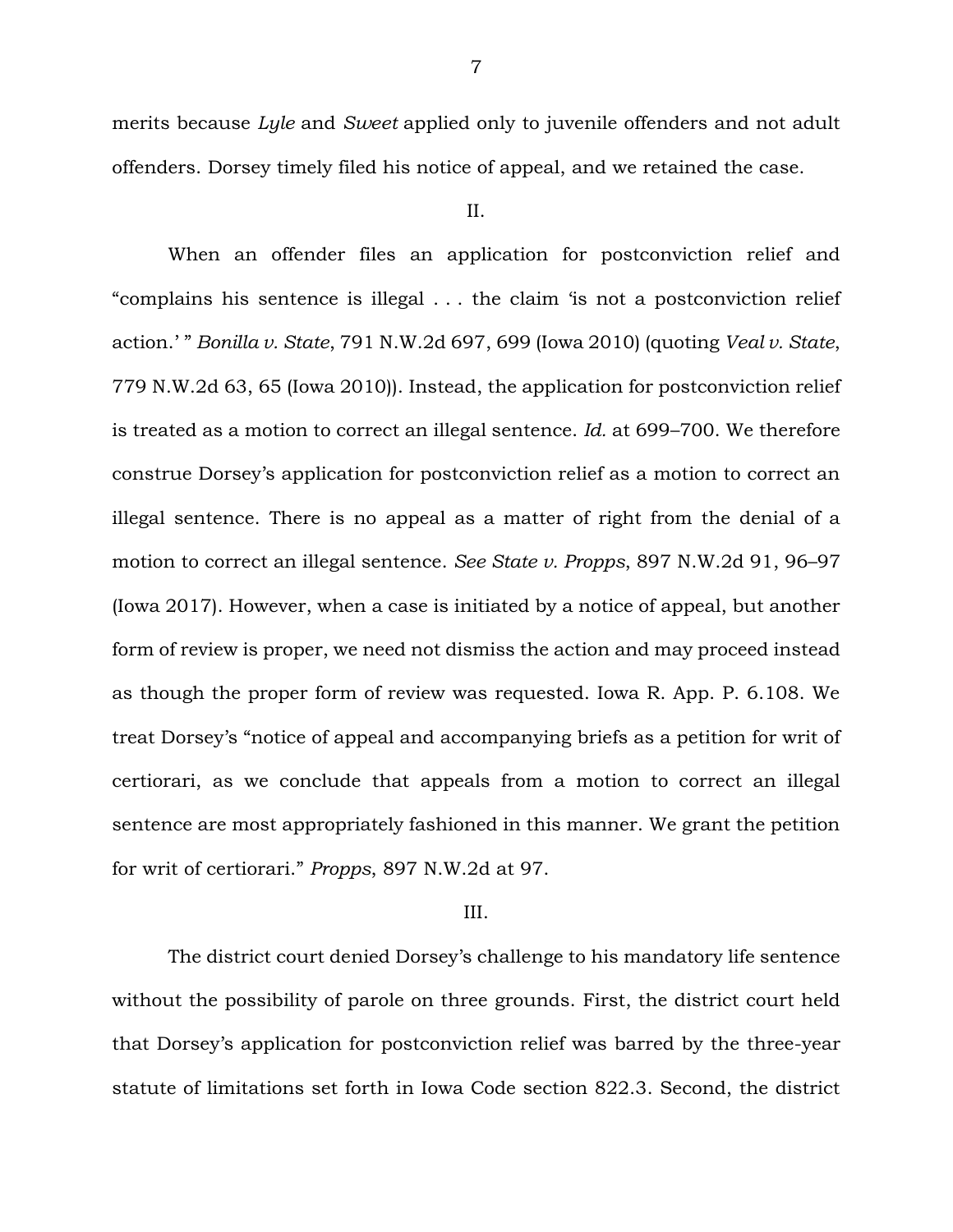merits because *Lyle* and *Sweet* applied only to juvenile offenders and not adult offenders. Dorsey timely filed his notice of appeal, and we retained the case.

II.

When an offender files an application for postconviction relief and "complains his sentence is illegal . . . the claim 'is not a postconviction relief action.' " *Bonilla v. State*, 791 N.W.2d 697, 699 (Iowa 2010) (quoting *Veal v. State*, 779 N.W.2d 63, 65 (Iowa 2010)). Instead, the application for postconviction relief is treated as a motion to correct an illegal sentence. *Id.* at 699–700. We therefore construe Dorsey's application for postconviction relief as a motion to correct an illegal sentence. There is no appeal as a matter of right from the denial of a motion to correct an illegal sentence. *See State v. Propps*, 897 N.W.2d 91, 96–97 (Iowa 2017). However, when a case is initiated by a notice of appeal, but another form of review is proper, we need not dismiss the action and may proceed instead as though the proper form of review was requested. Iowa R. App. P. 6.108. We treat Dorsey's "notice of appeal and accompanying briefs as a petition for writ of certiorari, as we conclude that appeals from a motion to correct an illegal sentence are most appropriately fashioned in this manner. We grant the petition for writ of certiorari." *Propps*, 897 N.W.2d at 97.

III.

The district court denied Dorsey's challenge to his mandatory life sentence without the possibility of parole on three grounds. First, the district court held that Dorsey's application for postconviction relief was barred by the three-year statute of limitations set forth in Iowa Code section 822.3. Second, the district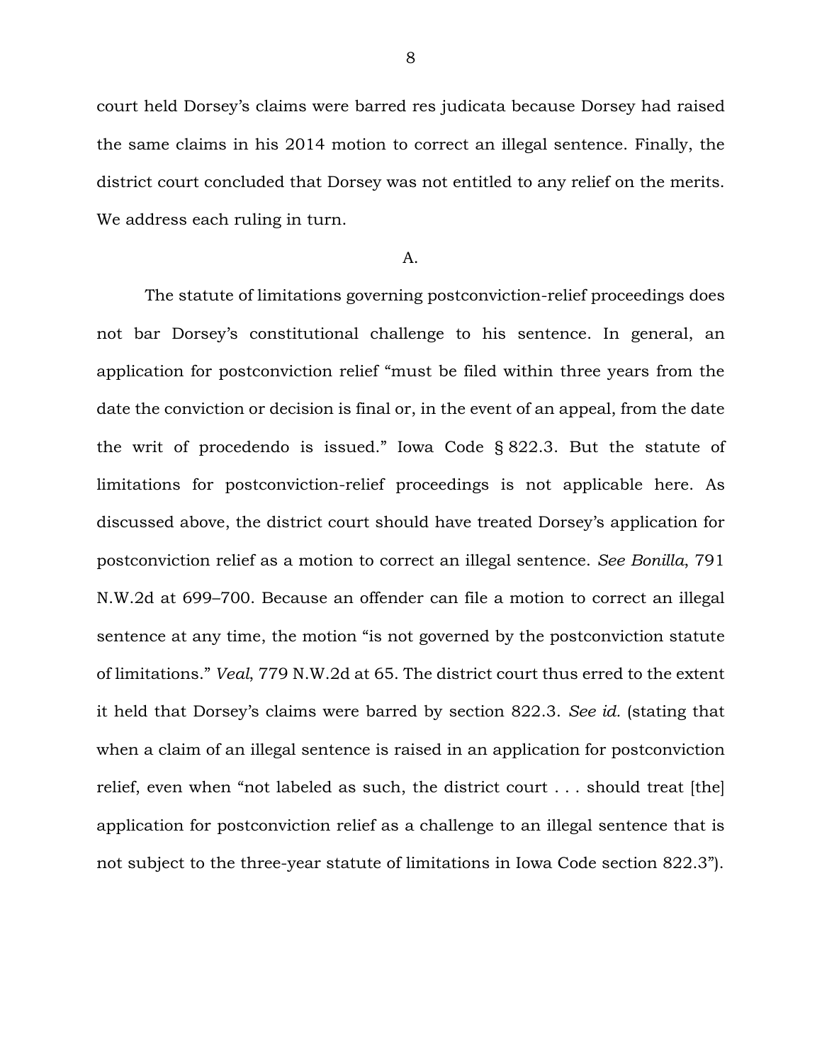court held Dorsey's claims were barred res judicata because Dorsey had raised the same claims in his 2014 motion to correct an illegal sentence. Finally, the district court concluded that Dorsey was not entitled to any relief on the merits. We address each ruling in turn.

A.

The statute of limitations governing postconviction-relief proceedings does not bar Dorsey's constitutional challenge to his sentence. In general, an application for postconviction relief "must be filed within three years from the date the conviction or decision is final or, in the event of an appeal, from the date the writ of procedendo is issued." Iowa Code § 822.3. But the statute of limitations for postconviction-relief proceedings is not applicable here. As discussed above, the district court should have treated Dorsey's application for postconviction relief as a motion to correct an illegal sentence. *See Bonilla*, 791 N.W.2d at 699–700. Because an offender can file a motion to correct an illegal sentence at any time, the motion "is not governed by the postconviction statute of limitations." *Veal*, 779 N.W.2d at 65. The district court thus erred to the extent it held that Dorsey's claims were barred by section 822.3. *See id.* (stating that when a claim of an illegal sentence is raised in an application for postconviction relief, even when "not labeled as such, the district court . . . should treat [the] application for postconviction relief as a challenge to an illegal sentence that is not subject to the three-year statute of limitations in Iowa Code section 822.3").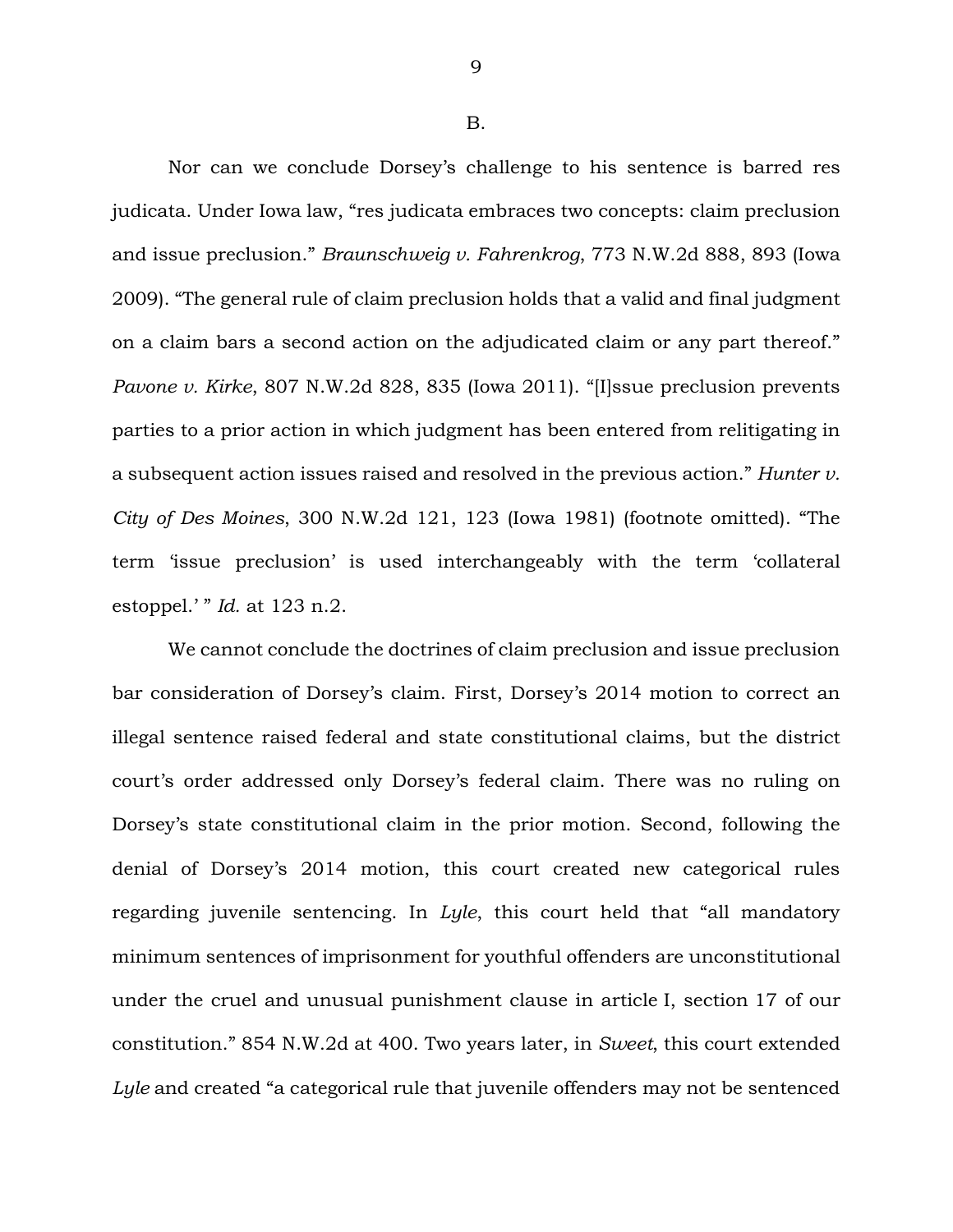### B.

Nor can we conclude Dorsey's challenge to his sentence is barred res judicata. Under Iowa law, "res judicata embraces two concepts: claim preclusion and issue preclusion." *Braunschweig v. Fahrenkrog*, 773 N.W.2d 888, 893 (Iowa 2009). "The general rule of claim preclusion holds that a valid and final judgment on a claim bars a second action on the adjudicated claim or any part thereof." *Pavone v. Kirke*, 807 N.W.2d 828, 835 (Iowa 2011). "[I]ssue preclusion prevents parties to a prior action in which judgment has been entered from relitigating in a subsequent action issues raised and resolved in the previous action." *Hunter v. City of Des Moines*, 300 N.W.2d 121, 123 (Iowa 1981) (footnote omitted). "The term 'issue preclusion' is used interchangeably with the term 'collateral estoppel.' " *Id.* at 123 n.2.

We cannot conclude the doctrines of claim preclusion and issue preclusion bar consideration of Dorsey's claim. First, Dorsey's 2014 motion to correct an illegal sentence raised federal and state constitutional claims, but the district court's order addressed only Dorsey's federal claim. There was no ruling on Dorsey's state constitutional claim in the prior motion. Second, following the denial of Dorsey's 2014 motion, this court created new categorical rules regarding juvenile sentencing. In *Lyle*, this court held that "all mandatory minimum sentences of imprisonment for youthful offenders are unconstitutional under the cruel and unusual punishment clause in article I, section 17 of our constitution." 854 N.W.2d at 400. Two years later, in *Sweet*, this court extended *Lyle* and created "a categorical rule that juvenile offenders may not be sentenced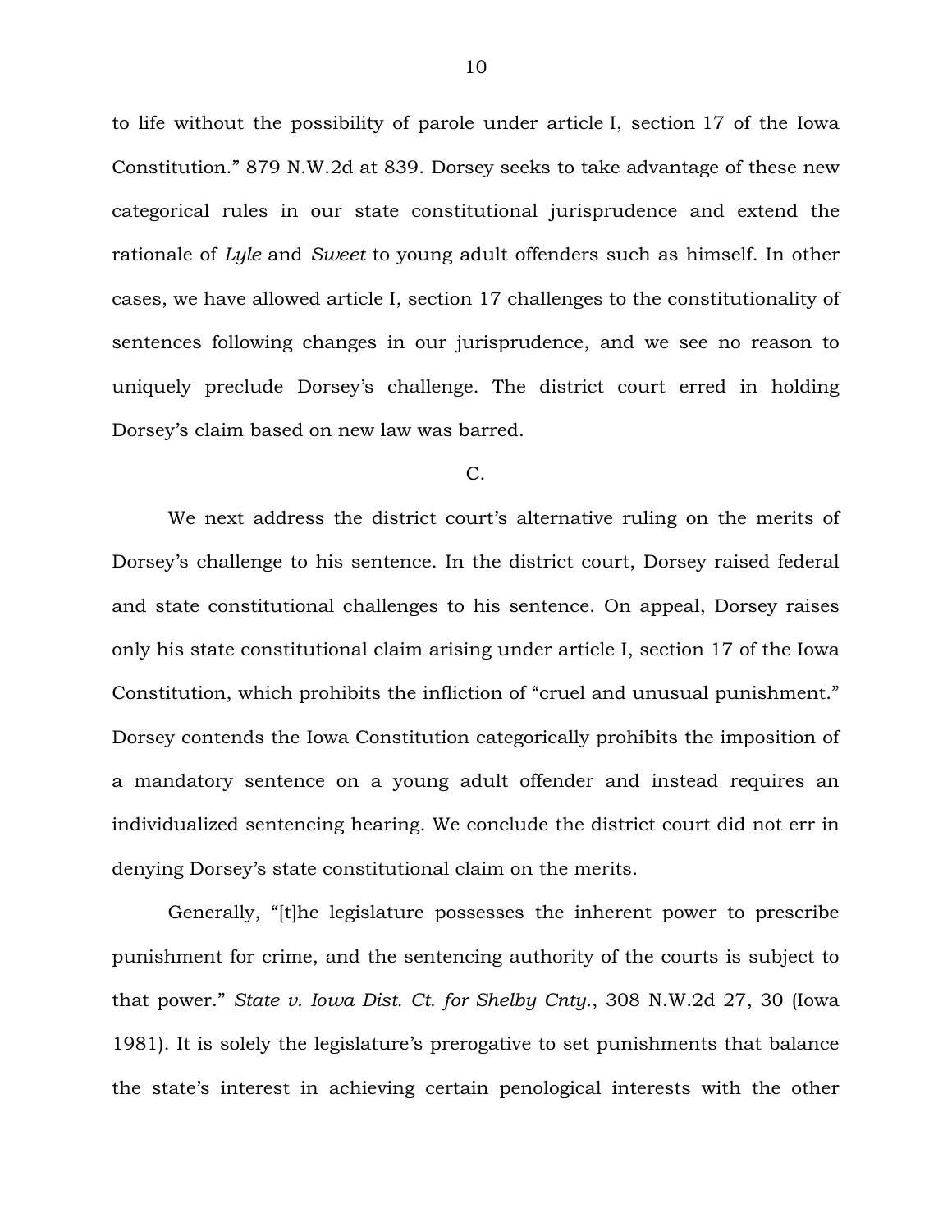to life without the possibility of parole under article I, section 17 of the Iowa Constitution." 879 N.W.2d at 839. Dorsey seeks to take advantage of these new categorical rules in our state constitutional jurisprudence and extend the rationale of *Lyle* and *Sweet* to young adult offenders such as himself. In other cases, we have allowed article I, section 17 challenges to the constitutionality of sentences following changes in our jurisprudence, and we see no reason to uniquely preclude Dorsey's challenge. The district court erred in holding Dorsey's claim based on new law was barred.

C.

We next address the district court's alternative ruling on the merits of Dorsey's challenge to his sentence. In the district court, Dorsey raised federal and state constitutional challenges to his sentence. On appeal, Dorsey raises only his state constitutional claim arising under article I, section 17 of the Iowa Constitution, which prohibits the infliction of "cruel and unusual punishment." Dorsey contends the Iowa Constitution categorically prohibits the imposition of a mandatory sentence on a young adult offender and instead requires an individualized sentencing hearing. We conclude the district court did not err in denying Dorsey's state constitutional claim on the merits.

Generally, "[t]he legislature possesses the inherent power to prescribe punishment for crime, and the sentencing authority of the courts is subject to that power." *State v. Iowa Dist. Ct. for Shelby Cnty.*, 308 N.W.2d 27, 30 (Iowa 1981). It is solely the legislature's prerogative to set punishments that balance the state's interest in achieving certain penological interests with the other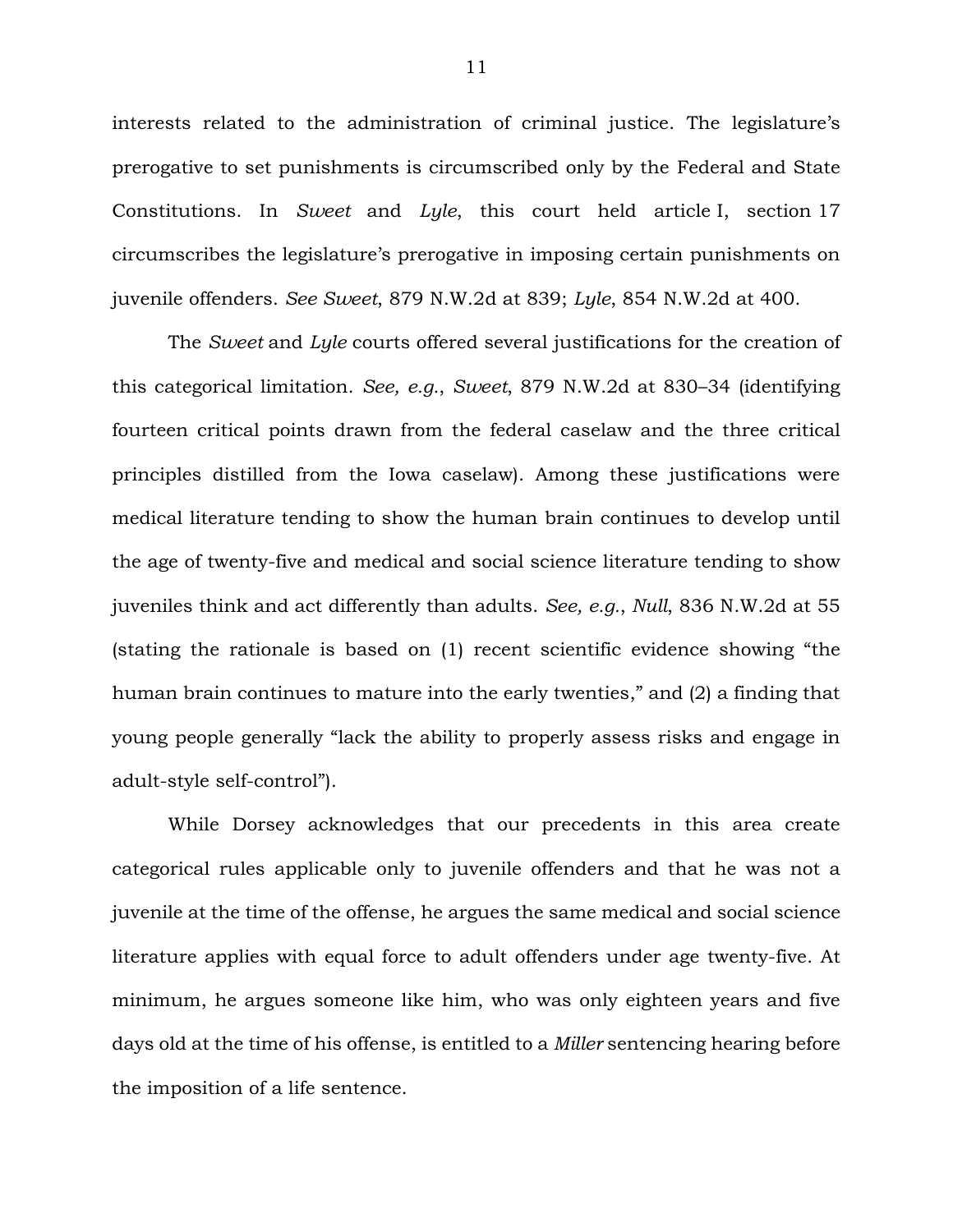interests related to the administration of criminal justice. The legislature's prerogative to set punishments is circumscribed only by the Federal and State Constitutions. In *Sweet* and *Lyle*, this court held article I, section 17 circumscribes the legislature's prerogative in imposing certain punishments on juvenile offenders. *See Sweet*, 879 N.W.2d at 839; *Lyle*, 854 N.W.2d at 400.

The *Sweet* and *Lyle* courts offered several justifications for the creation of this categorical limitation. *See, e.g.*, *Sweet*, 879 N.W.2d at 830–34 (identifying fourteen critical points drawn from the federal caselaw and the three critical principles distilled from the Iowa caselaw). Among these justifications were medical literature tending to show the human brain continues to develop until the age of twenty-five and medical and social science literature tending to show juveniles think and act differently than adults. *See, e.g.*, *Null*, 836 N.W.2d at 55 (stating the rationale is based on (1) recent scientific evidence showing "the human brain continues to mature into the early twenties," and (2) a finding that young people generally "lack the ability to properly assess risks and engage in adult-style self-control").

While Dorsey acknowledges that our precedents in this area create categorical rules applicable only to juvenile offenders and that he was not a juvenile at the time of the offense, he argues the same medical and social science literature applies with equal force to adult offenders under age twenty-five. At minimum, he argues someone like him, who was only eighteen years and five days old at the time of his offense, is entitled to a *Miller* sentencing hearing before the imposition of a life sentence.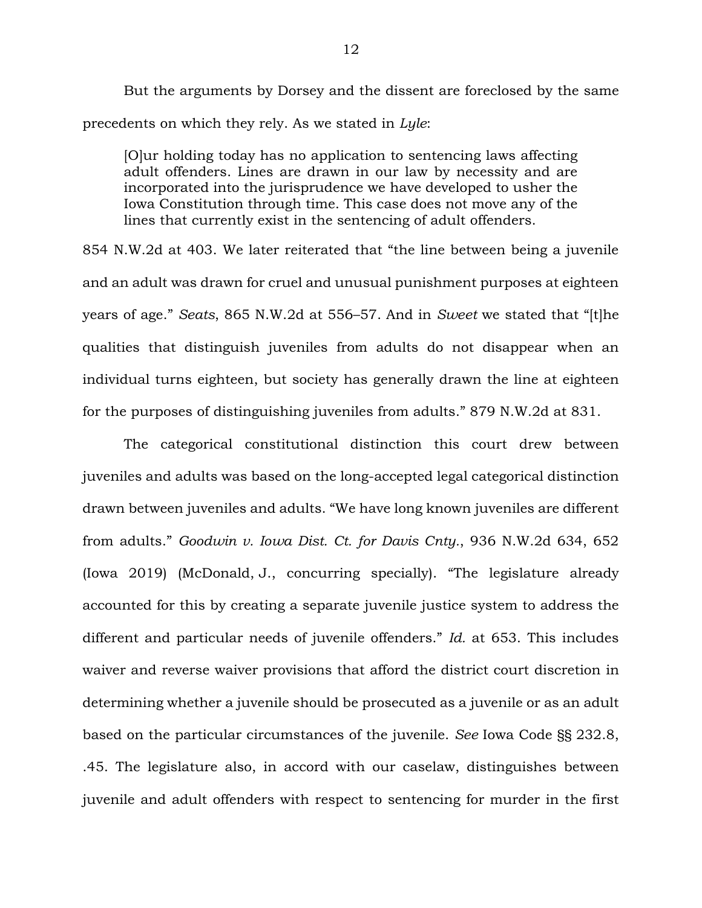But the arguments by Dorsey and the dissent are foreclosed by the same precedents on which they rely. As we stated in *Lyle*:

> [O]ur holding today has no application to sentencing laws affecting adult offenders. Lines are drawn in our law by necessity and are incorporated into the jurisprudence we have developed to usher the Iowa Constitution through time. This case does not move any of the lines that currently exist in the sentencing of adult offenders.

854 N.W.2d at 403. We later reiterated that "the line between being a juvenile and an adult was drawn for cruel and unusual punishment purposes at eighteen years of age." *Seats*, 865 N.W.2d at 556–57. And in *Sweet* we stated that "[t]he qualities that distinguish juveniles from adults do not disappear when an individual turns eighteen, but society has generally drawn the line at eighteen for the purposes of distinguishing juveniles from adults." 879 N.W.2d at 831.

The categorical constitutional distinction this court drew between juveniles and adults was based on the long-accepted legal categorical distinction drawn between juveniles and adults. "We have long known juveniles are different from adults." *Goodwin v. Iowa Dist. Ct. for Davis Cnty.*, 936 N.W.2d 634, 652 (Iowa 2019) (McDonald, J., concurring specially). "The legislature already accounted for this by creating a separate juvenile justice system to address the different and particular needs of juvenile offenders." *Id.* at 653. This includes waiver and reverse waiver provisions that afford the district court discretion in determining whether a juvenile should be prosecuted as a juvenile or as an adult based on the particular circumstances of the juvenile. *See* Iowa Code §§ 232.8, .45. The legislature also, in accord with our caselaw, distinguishes between juvenile and adult offenders with respect to sentencing for murder in the first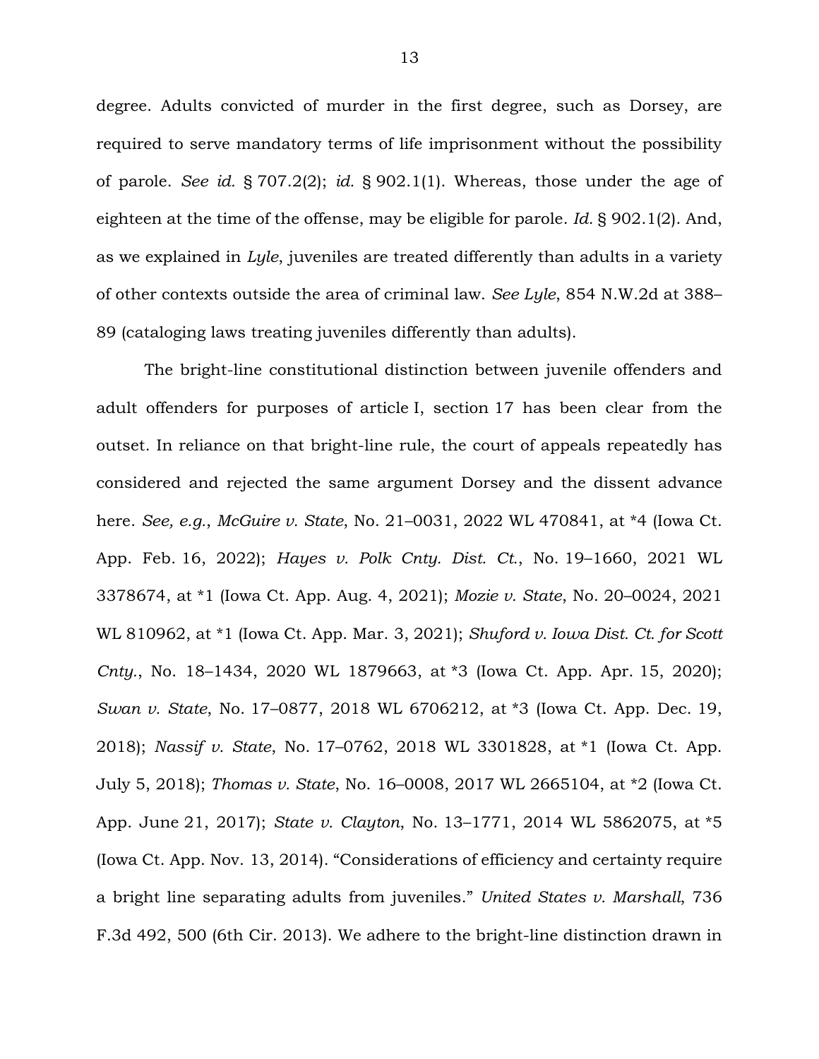degree. Adults convicted of murder in the first degree, such as Dorsey, are required to serve mandatory terms of life imprisonment without the possibility of parole. *See id.* § 707.2(2); *id.* § 902.1(1). Whereas, those under the age of eighteen at the time of the offense, may be eligible for parole. *Id.* § 902.1(2). And, as we explained in *Lyle*, juveniles are treated differently than adults in a variety of other contexts outside the area of criminal law. *See Lyle*, 854 N.W.2d at 388–89 (cataloging laws treating juveniles differently than adults).

The bright-line constitutional distinction between juvenile offenders and adult offenders for purposes of article I, section 17 has been clear from the outset. In reliance on that bright-line rule, the court of appeals repeatedly has considered and rejected the same argument Dorsey and the dissent advance here. *See, e.g.*, *McGuire v. State*, No. 21–0031, 2022 WL 470841, at *4 (Iowa Ct. App. Feb. 16, 2022); *Hayes v. Polk Cnty. Dist. Ct.*, No. 19–1660, 2021 WL 3378674, at *1 (Iowa Ct. App. Aug. 4, 2021); *Mozie v. State*, No. 20–0024, 2021 WL 810962, at *1 (Iowa Ct. App. Mar. 3, 2021); *Shuford v. Iowa Dist. Ct. for Scott Cnty.*, No. 18–1434, 2020 WL 1879663, at *3 (Iowa Ct. App. Apr. 15, 2020); *Swan v. State*, No. 17–0877, 2018 WL 6706212, at *3 (Iowa Ct. App. Dec. 19, 2018); *Nassif v. State*, No. 17–0762, 2018 WL 3301828, at *1 (Iowa Ct. App. July 5, 2018); *Thomas v. State*, No. 16–0008, 2017 WL 2665104, at *2 (Iowa Ct. App. June 21, 2017); *State v. Clayton*, No. 13–1771, 2014 WL 5862075, at *5 (Iowa Ct. App. Nov. 13, 2014). "Considerations of efficiency and certainty require a bright line separating adults from juveniles." *United States v. Marshall*, 736 F.3d 492, 500 (6th Cir. 2013). We adhere to the bright-line distinction drawn in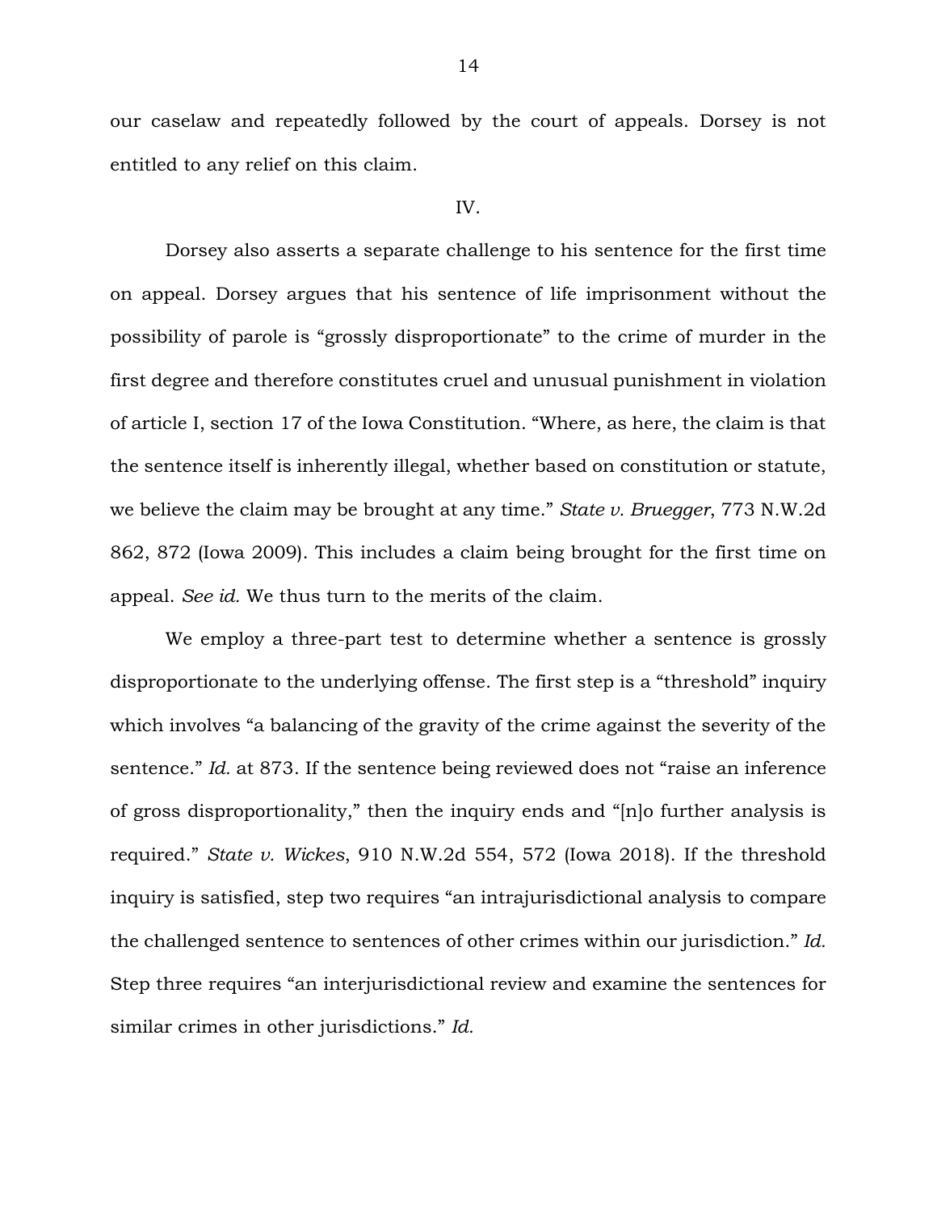our caselaw and repeatedly followed by the court of appeals. Dorsey is not entitled to any relief on this claim.

IV.

Dorsey also asserts a separate challenge to his sentence for the first time on appeal. Dorsey argues that his sentence of life imprisonment without the possibility of parole is "grossly disproportionate" to the crime of murder in the first degree and therefore constitutes cruel and unusual punishment in violation of article I, section 17 of the Iowa Constitution. "Where, as here, the claim is that the sentence itself is inherently illegal, whether based on constitution or statute, we believe the claim may be brought at any time." *State v. Bruegger*, 773 N.W.2d 862, 872 (Iowa 2009). This includes a claim being brought for the first time on appeal. *See id.* We thus turn to the merits of the claim.

We employ a three-part test to determine whether a sentence is grossly disproportionate to the underlying offense. The first step is a "threshold" inquiry which involves "a balancing of the gravity of the crime against the severity of the sentence." *Id.* at 873. If the sentence being reviewed does not "raise an inference of gross disproportionality," then the inquiry ends and "[n]o further analysis is required." *State v. Wickes*, 910 N.W.2d 554, 572 (Iowa 2018). If the threshold inquiry is satisfied, step two requires "an intrajurisdictional analysis to compare the challenged sentence to sentences of other crimes within our jurisdiction." *Id.* Step three requires "an interjurisdictional review and examine the sentences for similar crimes in other jurisdictions." *Id.*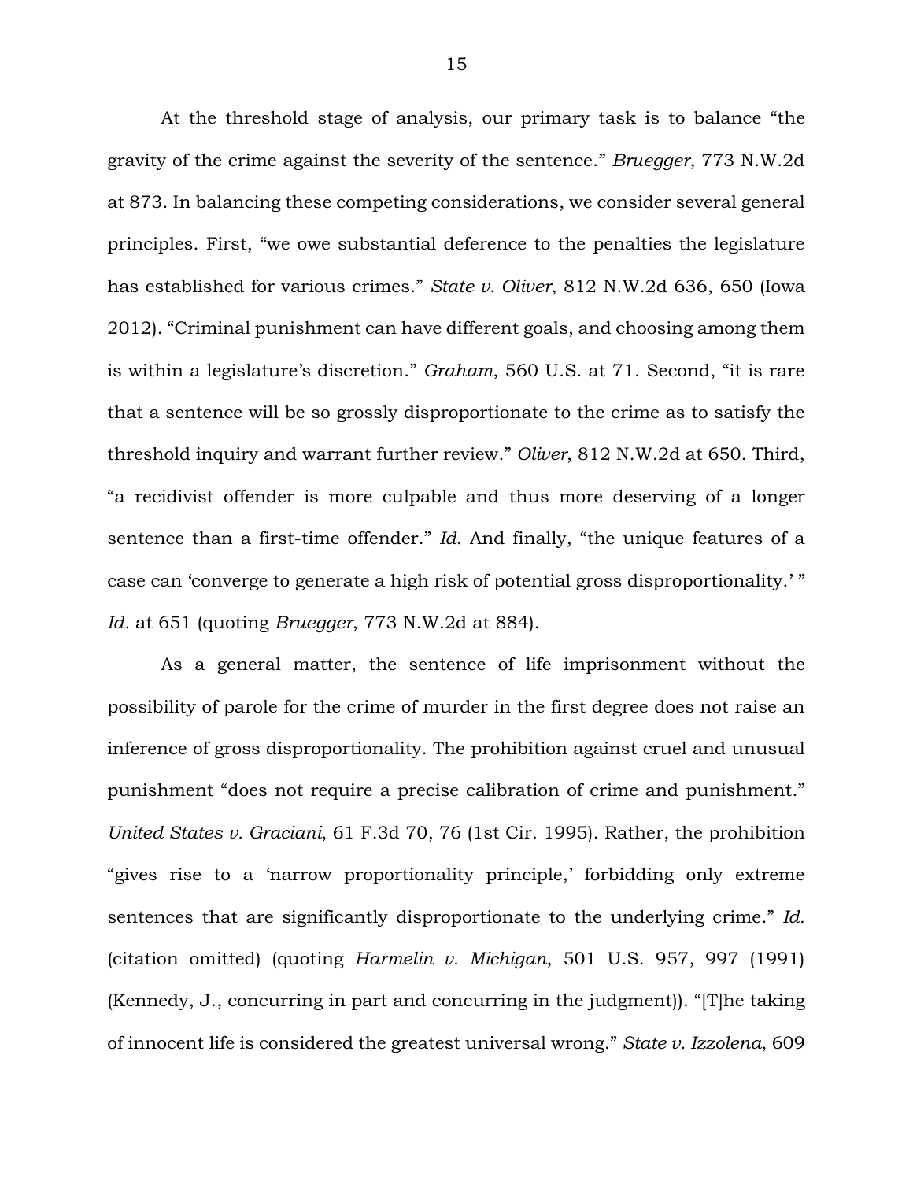At the threshold stage of analysis, our primary task is to balance "the gravity of the crime against the severity of the sentence." *Bruegger*, 773 N.W.2d at 873. In balancing these competing considerations, we consider several general principles. First, "we owe substantial deference to the penalties the legislature has established for various crimes." *State v. Oliver*, 812 N.W.2d 636, 650 (Iowa 2012). "Criminal punishment can have different goals, and choosing among them is within a legislature's discretion." *Graham*, 560 U.S. at 71. Second, "it is rare that a sentence will be so grossly disproportionate to the crime as to satisfy the threshold inquiry and warrant further review." *Oliver*, 812 N.W.2d at 650. Third, "a recidivist offender is more culpable and thus more deserving of a longer sentence than a first-time offender." *Id.* And finally, "the unique features of a case can 'converge to generate a high risk of potential gross disproportionality.' " *Id.* at 651 (quoting *Bruegger*, 773 N.W.2d at 884).

As a general matter, the sentence of life imprisonment without the possibility of parole for the crime of murder in the first degree does not raise an inference of gross disproportionality. The prohibition against cruel and unusual punishment "does not require a precise calibration of crime and punishment." *United States v. Graciani*, 61 F.3d 70, 76 (1st Cir. 1995). Rather, the prohibition "gives rise to a 'narrow proportionality principle,' forbidding only extreme sentences that are significantly disproportionate to the underlying crime." *Id.* (citation omitted) (quoting *Harmelin v. Michigan*, 501 U.S. 957, 997 (1991) (Kennedy, J., concurring in part and concurring in the judgment)). "[T]he taking of innocent life is considered the greatest universal wrong." *State v. Izzolena*, 609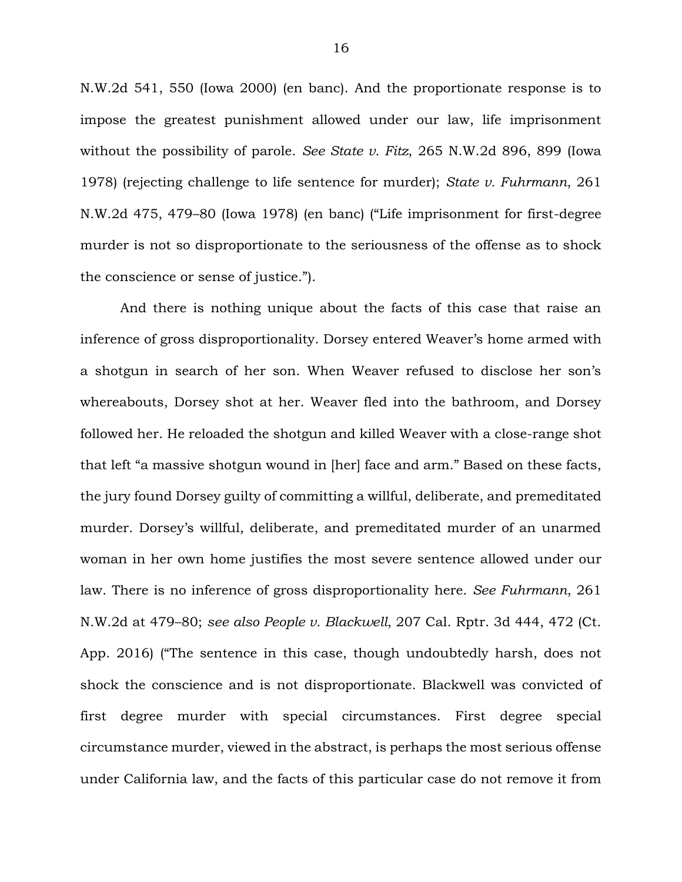N.W.2d 541, 550 (Iowa 2000) (en banc). And the proportionate response is to impose the greatest punishment allowed under our law, life imprisonment without the possibility of parole. *See State v. Fitz*, 265 N.W.2d 896, 899 (Iowa 1978) (rejecting challenge to life sentence for murder); *State v. Fuhrmann*, 261 N.W.2d 475, 479–80 (Iowa 1978) (en banc) ("Life imprisonment for first-degree murder is not so disproportionate to the seriousness of the offense as to shock the conscience or sense of justice.").

And there is nothing unique about the facts of this case that raise an inference of gross disproportionality. Dorsey entered Weaver's home armed with a shotgun in search of her son. When Weaver refused to disclose her son's whereabouts, Dorsey shot at her. Weaver fled into the bathroom, and Dorsey followed her. He reloaded the shotgun and killed Weaver with a close-range shot that left "a massive shotgun wound in [her] face and arm." Based on these facts, the jury found Dorsey guilty of committing a willful, deliberate, and premeditated murder. Dorsey's willful, deliberate, and premeditated murder of an unarmed woman in her own home justifies the most severe sentence allowed under our law. There is no inference of gross disproportionality here. *See Fuhrmann*, 261 N.W.2d at 479–80; *see also People v. Blackwell*, 207 Cal. Rptr. 3d 444, 472 (Ct. App. 2016) ("The sentence in this case, though undoubtedly harsh, does not shock the conscience and is not disproportionate. Blackwell was convicted of first degree murder with special circumstances. First degree special circumstance murder, viewed in the abstract, is perhaps the most serious offense under California law, and the facts of this particular case do not remove it from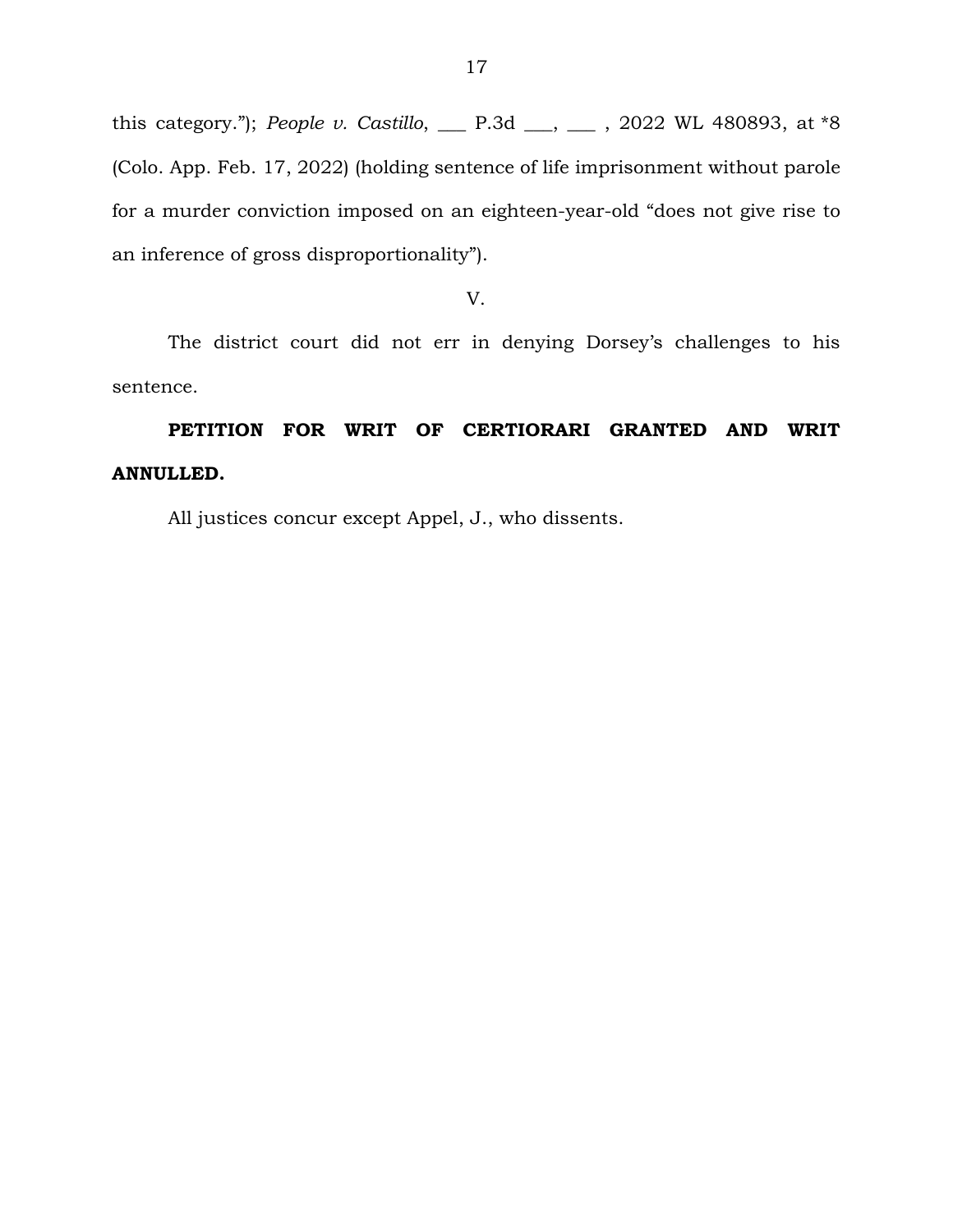this category."); *People v. Castillo*, ___ P.3d ___, ___ , 2022 WL 480893, at *8 (Colo. App. Feb. 17, 2022) (holding sentence of life imprisonment without parole for a murder conviction imposed on an eighteen-year-old "does not give rise to an inference of gross disproportionality").

## V.

The district court did not err in denying Dorsey's challenges to his sentence.

**PETITION FOR WRIT OF CERTIORARI GRANTED AND WRIT ANNULLED.**

All justices concur except Appel, J., who dissents.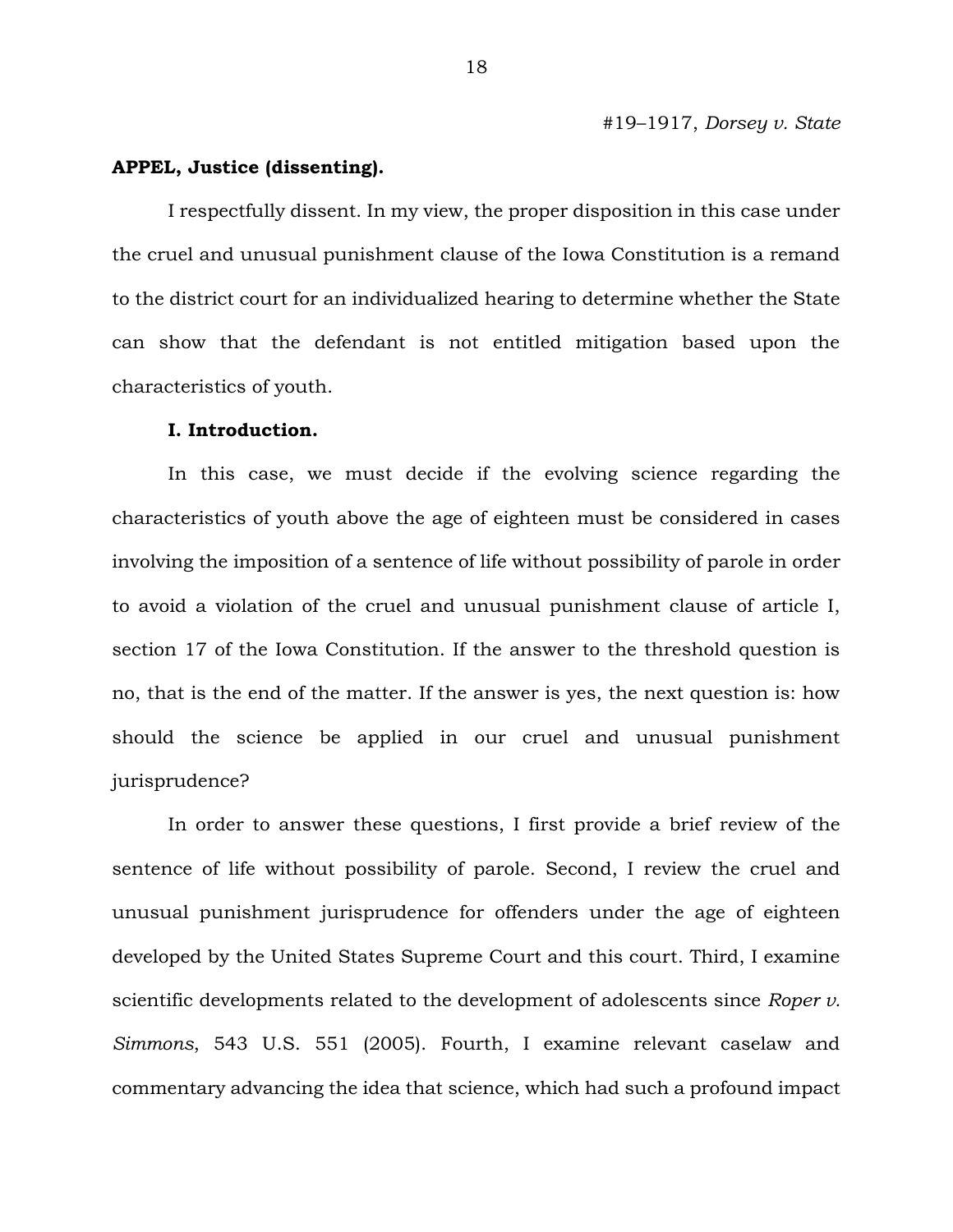#19–1917, *Dorsey v. State*

**APPEL, Justice (dissenting).**

I respectfully dissent. In my view, the proper disposition in this case under the cruel and unusual punishment clause of the Iowa Constitution is a remand to the district court for an individualized hearing to determine whether the State can show that the defendant is not entitled mitigation based upon the characteristics of youth.

**I. Introduction.**

In this case, we must decide if the evolving science regarding the characteristics of youth above the age of eighteen must be considered in cases involving the imposition of a sentence of life without possibility of parole in order to avoid a violation of the cruel and unusual punishment clause of article I, section 17 of the Iowa Constitution. If the answer to the threshold question is no, that is the end of the matter. If the answer is yes, the next question is: how should the science be applied in our cruel and unusual punishment jurisprudence?

In order to answer these questions, I first provide a brief review of the sentence of life without possibility of parole. Second, I review the cruel and unusual punishment jurisprudence for offenders under the age of eighteen developed by the United States Supreme Court and this court. Third, I examine scientific developments related to the development of adolescents since *Roper v. Simmons*, 543 U.S. 551 (2005). Fourth, I examine relevant caselaw and commentary advancing the idea that science, which had such a profound impact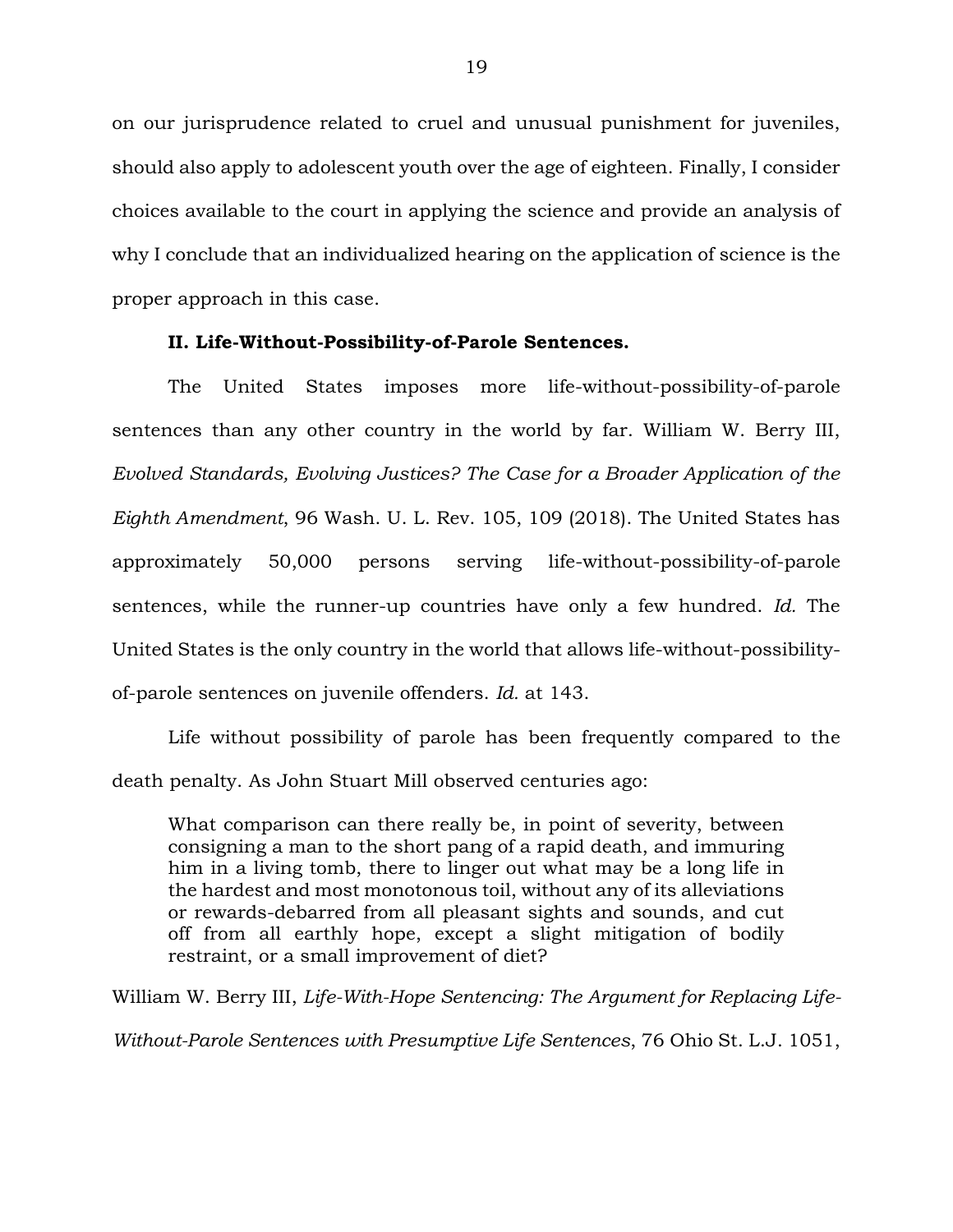on our jurisprudence related to cruel and unusual punishment for juveniles, should also apply to adolescent youth over the age of eighteen. Finally, I consider choices available to the court in applying the science and provide an analysis of why I conclude that an individualized hearing on the application of science is the proper approach in this case.

**II. Life-Without-Possibility-of-Parole Sentences.**

The United States imposes more life-without-possibility-of-parole sentences than any other country in the world by far. William W. Berry III, *Evolved Standards, Evolving Justices? The Case for a Broader Application of the Eighth Amendment*, 96 Wash. U. L. Rev. 105, 109 (2018). The United States has approximately 50,000 persons serving life-without-possibility-of-parole sentences, while the runner-up countries have only a few hundred. *Id.* The United States is the only country in the world that allows life-without-possibility-of-parole sentences on juvenile offenders. *Id.* at 143.

Life without possibility of parole has been frequently compared to the death penalty. As John Stuart Mill observed centuries ago:

> What comparison can there really be, in point of severity, between consigning a man to the short pang of a rapid death, and immuring him in a living tomb, there to linger out what may be a long life in the hardest and most monotonous toil, without any of its alleviations or rewards-debarred from all pleasant sights and sounds, and cut off from all earthly hope, except a slight mitigation of bodily restraint, or a small improvement of diet?

William W. Berry III, *Life-With-Hope Sentencing: The Argument for Replacing Life-Without-Parole Sentences with Presumptive Life Sentences*, 76 Ohio St. L.J. 1051,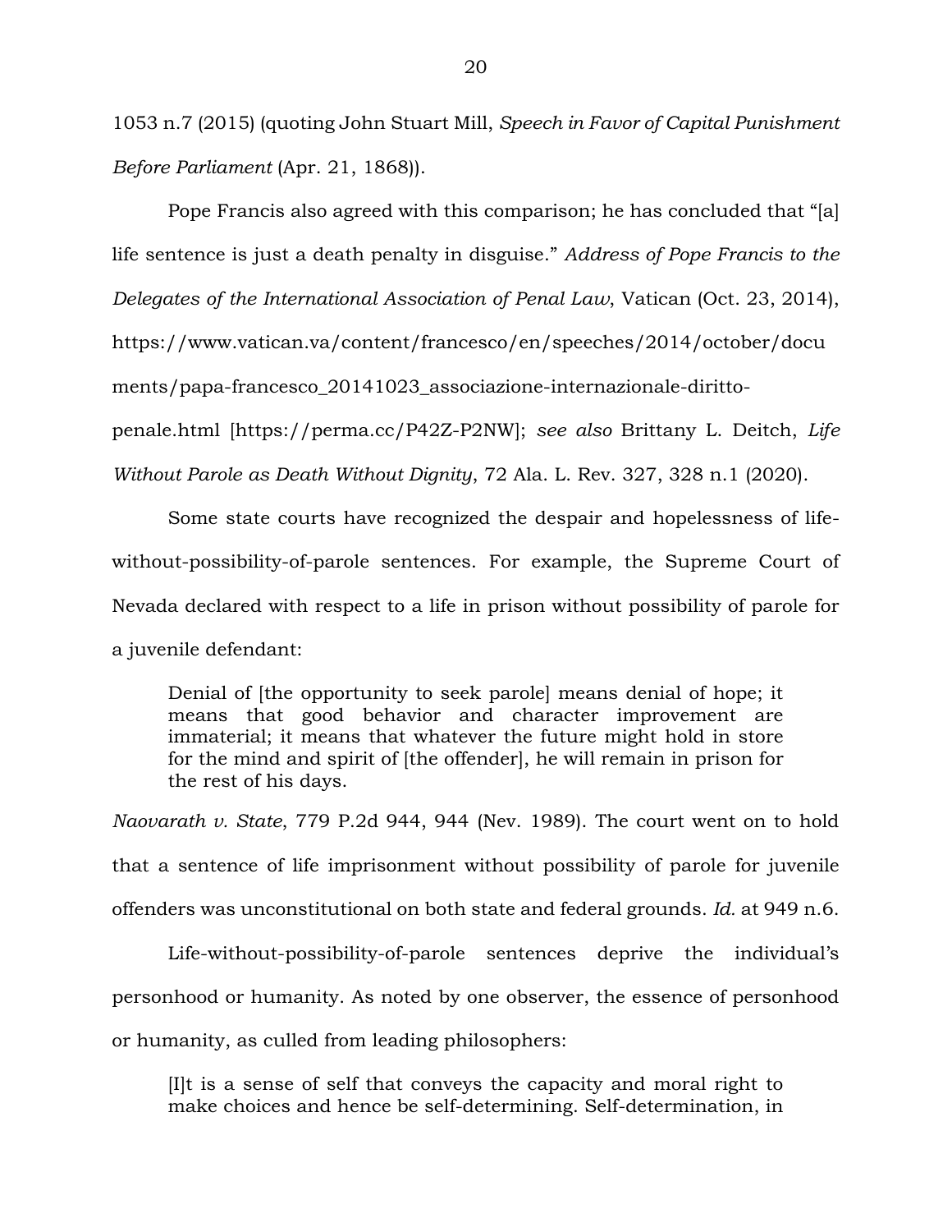1053 n.7 (2015) (quoting John Stuart Mill, *Speech in Favor of Capital Punishment Before Parliament* (Apr. 21, 1868)).

Pope Francis also agreed with this comparison; he has concluded that "[a] life sentence is just a death penalty in disguise." *Address of Pope Francis to the Delegates of the International Association of Penal Law*, Vatican (Oct. 23, 2014), https://www.vatican.va/content/francesco/en/speeches/2014/october/documents/papa-francesco_20141023_associazione-internazionale-diritto-penale.html [https://perma.cc/P42Z-P2NW]; *see also* Brittany L. Deitch, *Life Without Parole as Death Without Dignity*, 72 Ala. L. Rev. 327, 328 n.1 (2020).

Some state courts have recognized the despair and hopelessness of life-without-possibility-of-parole sentences. For example, the Supreme Court of Nevada declared with respect to a life in prison without possibility of parole for a juvenile defendant:

> Denial of [the opportunity to seek parole] means denial of hope; it means that good behavior and character improvement are immaterial; it means that whatever the future might hold in store for the mind and spirit of [the offender], he will remain in prison for the rest of his days.

*Naovarath v. State*, 779 P.2d 944, 944 (Nev. 1989). The court went on to hold that a sentence of life imprisonment without possibility of parole for juvenile offenders was unconstitutional on both state and federal grounds. *Id.* at 949 n.6.

Life-without-possibility-of-parole sentences deprive the individual's personhood or humanity. As noted by one observer, the essence of personhood or humanity, as culled from leading philosophers:

> [I]t is a sense of self that conveys the capacity and moral right to make choices and hence be self-determining. Self-determination, in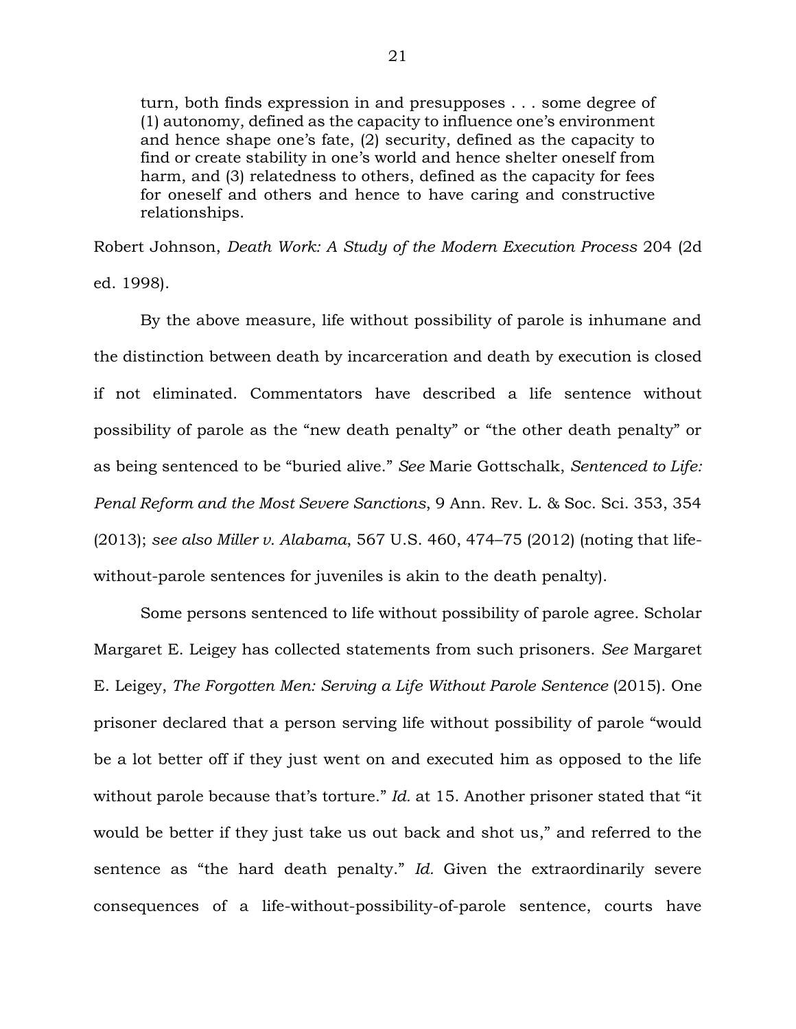> turn, both finds expression in and presupposes . . . some degree of (1) autonomy, defined as the capacity to influence one's environment and hence shape one's fate, (2) security, defined as the capacity to find or create stability in one's world and hence shelter oneself from harm, and (3) relatedness to others, defined as the capacity for fees for oneself and others and hence to have caring and constructive relationships.

Robert Johnson, *Death Work: A Study of the Modern Execution Process* 204 (2d ed. 1998).

By the above measure, life without possibility of parole is inhumane and the distinction between death by incarceration and death by execution is closed if not eliminated. Commentators have described a life sentence without possibility of parole as the "new death penalty" or "the other death penalty" or as being sentenced to be "buried alive." *See* Marie Gottschalk, *Sentenced to Life: Penal Reform and the Most Severe Sanctions*, 9 Ann. Rev. L. & Soc. Sci. 353, 354 (2013); *see also Miller v. Alabama*, 567 U.S. 460, 474–75 (2012) (noting that life-without-parole sentences for juveniles is akin to the death penalty).

Some persons sentenced to life without possibility of parole agree. Scholar Margaret E. Leigey has collected statements from such prisoners. *See* Margaret E. Leigey, *The Forgotten Men: Serving a Life Without Parole Sentence* (2015). One prisoner declared that a person serving life without possibility of parole "would be a lot better off if they just went on and executed him as opposed to the life without parole because that's torture." *Id.* at 15. Another prisoner stated that "it would be better if they just take us out back and shot us," and referred to the sentence as "the hard death penalty." *Id.* Given the extraordinarily severe consequences of a life-without-possibility-of-parole sentence, courts have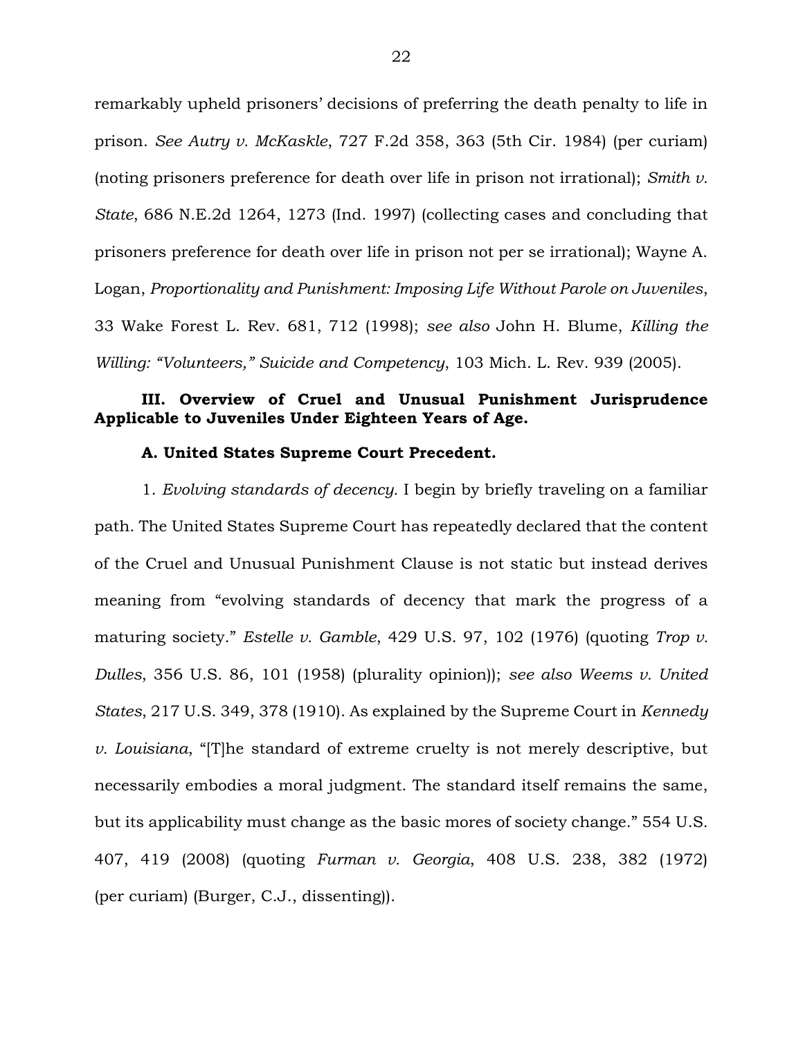remarkably upheld prisoners' decisions of preferring the death penalty to life in prison. *See Autry v. McKaskle*, 727 F.2d 358, 363 (5th Cir. 1984) (per curiam) (noting prisoners preference for death over life in prison not irrational); *Smith v. State*, 686 N.E.2d 1264, 1273 (Ind. 1997) (collecting cases and concluding that prisoners preference for death over life in prison not per se irrational); Wayne A. Logan, *Proportionality and Punishment: Imposing Life Without Parole on Juveniles*, 33 Wake Forest L. Rev. 681, 712 (1998); *see also* John H. Blume, *Killing the Willing: "Volunteers," Suicide and Competency*, 103 Mich. L. Rev. 939 (2005).

## III. Overview of Cruel and Unusual Punishment Jurisprudence Applicable to Juveniles Under Eighteen Years of Age.

### A. United States Supreme Court Precedent.

1. *Evolving standards of decency.* I begin by briefly traveling on a familiar path. The United States Supreme Court has repeatedly declared that the content of the Cruel and Unusual Punishment Clause is not static but instead derives meaning from "evolving standards of decency that mark the progress of a maturing society." *Estelle v. Gamble*, 429 U.S. 97, 102 (1976) (quoting *Trop v. Dulles*, 356 U.S. 86, 101 (1958) (plurality opinion)); *see also Weems v. United States*, 217 U.S. 349, 378 (1910). As explained by the Supreme Court in *Kennedy v. Louisiana*, "[T]he standard of extreme cruelty is not merely descriptive, but necessarily embodies a moral judgment. The standard itself remains the same, but its applicability must change as the basic mores of society change." 554 U.S. 407, 419 (2008) (quoting *Furman v. Georgia*, 408 U.S. 238, 382 (1972) (per curiam) (Burger, C.J., dissenting)).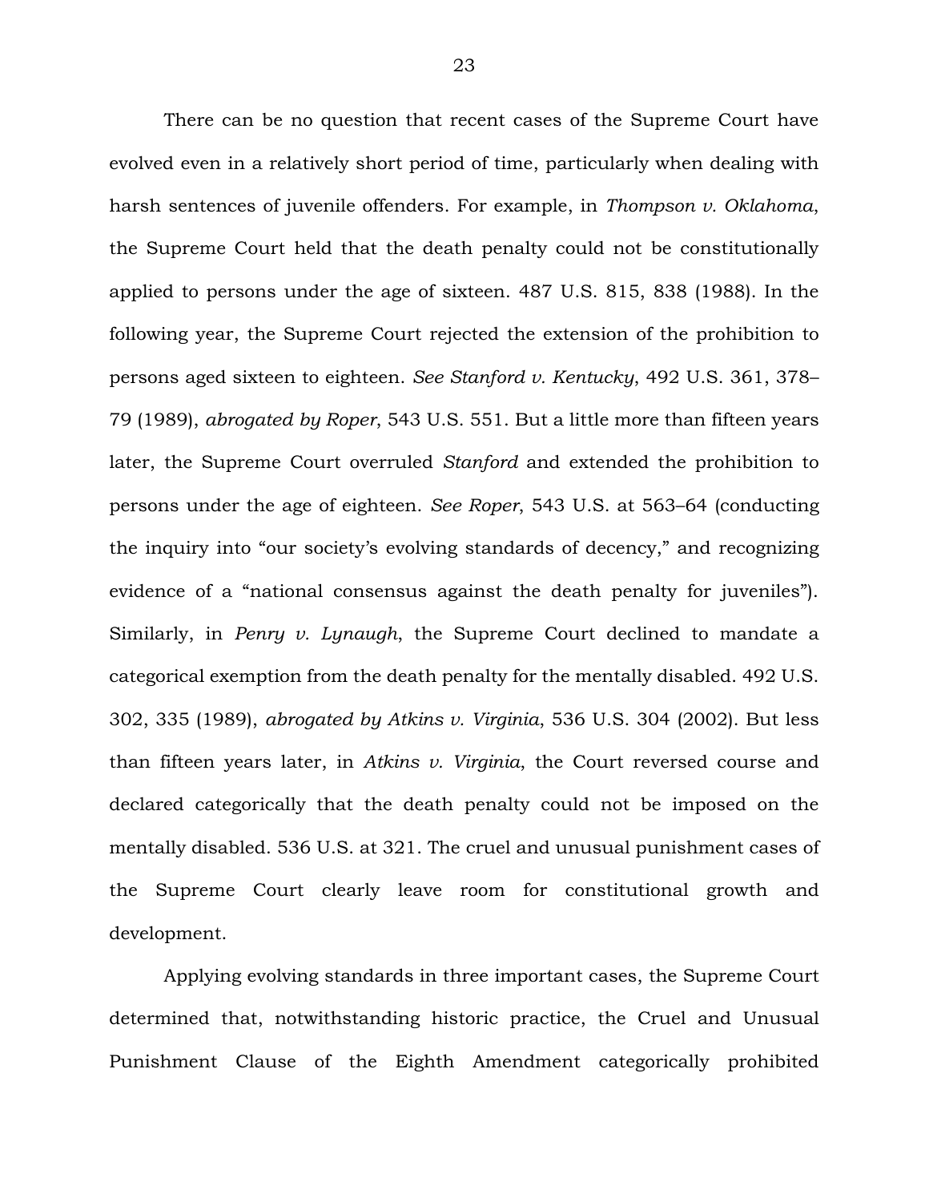There can be no question that recent cases of the Supreme Court have evolved even in a relatively short period of time, particularly when dealing with harsh sentences of juvenile offenders. For example, in *Thompson v. Oklahoma*, the Supreme Court held that the death penalty could not be constitutionally applied to persons under the age of sixteen. 487 U.S. 815, 838 (1988). In the following year, the Supreme Court rejected the extension of the prohibition to persons aged sixteen to eighteen. *See Stanford v. Kentucky*, 492 U.S. 361, 378–79 (1989), *abrogated by Roper*, 543 U.S. 551. But a little more than fifteen years later, the Supreme Court overruled *Stanford* and extended the prohibition to persons under the age of eighteen. *See Roper*, 543 U.S. at 563–64 (conducting the inquiry into "our society's evolving standards of decency," and recognizing evidence of a "national consensus against the death penalty for juveniles"). Similarly, in *Penry v. Lynaugh*, the Supreme Court declined to mandate a categorical exemption from the death penalty for the mentally disabled. 492 U.S. 302, 335 (1989), *abrogated by Atkins v. Virginia*, 536 U.S. 304 (2002). But less than fifteen years later, in *Atkins v. Virginia*, the Court reversed course and declared categorically that the death penalty could not be imposed on the mentally disabled. 536 U.S. at 321. The cruel and unusual punishment cases of the Supreme Court clearly leave room for constitutional growth and development.

Applying evolving standards in three important cases, the Supreme Court determined that, notwithstanding historic practice, the Cruel and Unusual Punishment Clause of the Eighth Amendment categorically prohibited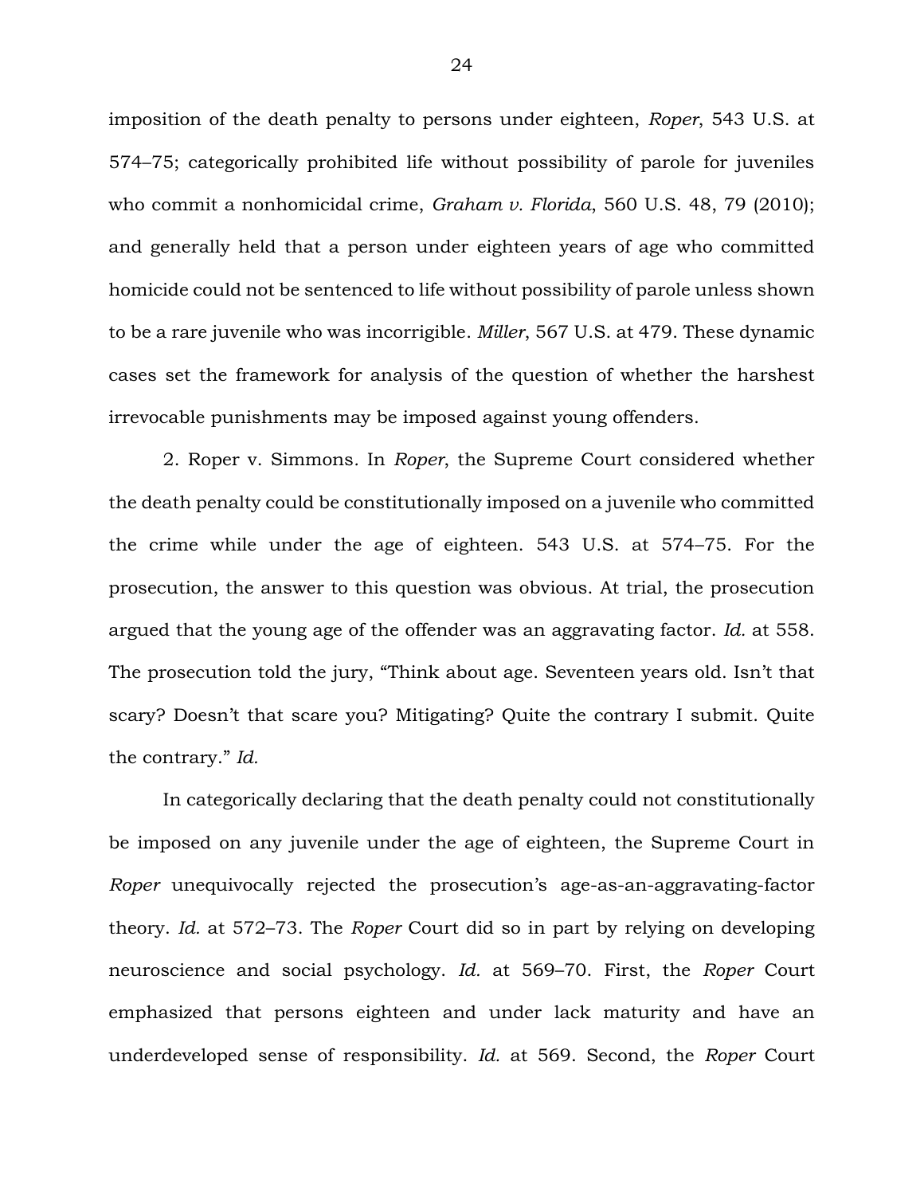imposition of the death penalty to persons under eighteen, *Roper*, 543 U.S. at 574–75; categorically prohibited life without possibility of parole for juveniles who commit a nonhomicidal crime, *Graham v. Florida*, 560 U.S. 48, 79 (2010); and generally held that a person under eighteen years of age who committed homicide could not be sentenced to life without possibility of parole unless shown to be a rare juvenile who was incorrigible. *Miller*, 567 U.S. at 479. These dynamic cases set the framework for analysis of the question of whether the harshest irrevocable punishments may be imposed against young offenders.

2. Roper v. Simmons. In *Roper*, the Supreme Court considered whether the death penalty could be constitutionally imposed on a juvenile who committed the crime while under the age of eighteen. 543 U.S. at 574–75. For the prosecution, the answer to this question was obvious. At trial, the prosecution argued that the young age of the offender was an aggravating factor. *Id.* at 558. The prosecution told the jury, "Think about age. Seventeen years old. Isn't that scary? Doesn't that scare you? Mitigating? Quite the contrary I submit. Quite the contrary." *Id.*

In categorically declaring that the death penalty could not constitutionally be imposed on any juvenile under the age of eighteen, the Supreme Court in *Roper* unequivocally rejected the prosecution's age-as-an-aggravating-factor theory. *Id.* at 572–73. The *Roper* Court did so in part by relying on developing neuroscience and social psychology. *Id.* at 569–70. First, the *Roper* Court emphasized that persons eighteen and under lack maturity and have an underdeveloped sense of responsibility. *Id.* at 569. Second, the *Roper* Court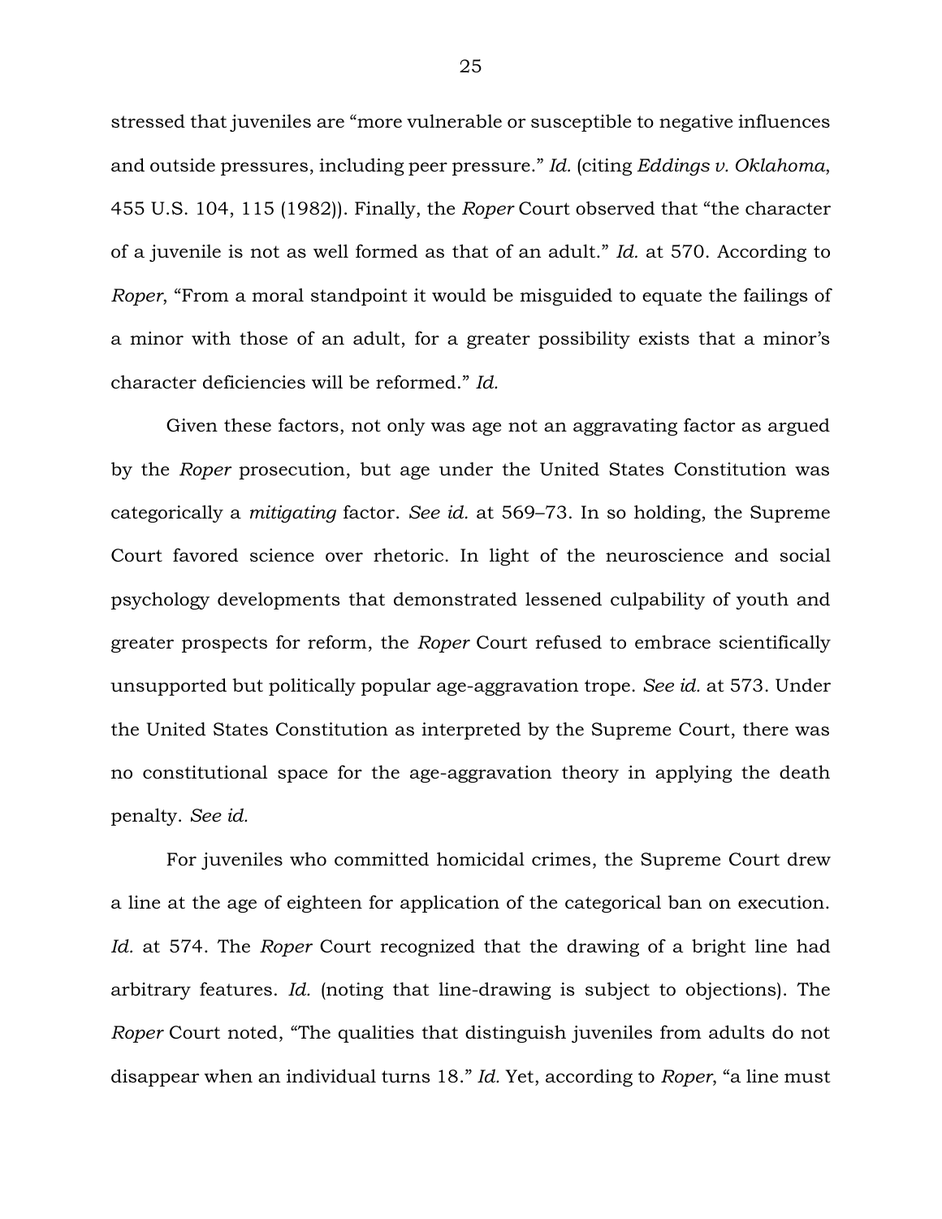stressed that juveniles are "more vulnerable or susceptible to negative influences and outside pressures, including peer pressure." *Id.* (citing *Eddings v. Oklahoma*, 455 U.S. 104, 115 (1982)). Finally, the *Roper* Court observed that "the character of a juvenile is not as well formed as that of an adult." *Id.* at 570. According to *Roper*, "From a moral standpoint it would be misguided to equate the failings of a minor with those of an adult, for a greater possibility exists that a minor's character deficiencies will be reformed." *Id.*

Given these factors, not only was age not an aggravating factor as argued by the *Roper* prosecution, but age under the United States Constitution was categorically a *mitigating* factor. *See id.* at 569–73. In so holding, the Supreme Court favored science over rhetoric. In light of the neuroscience and social psychology developments that demonstrated lessened culpability of youth and greater prospects for reform, the *Roper* Court refused to embrace scientifically unsupported but politically popular age-aggravation trope. *See id.* at 573. Under the United States Constitution as interpreted by the Supreme Court, there was no constitutional space for the age-aggravation theory in applying the death penalty. *See id.*

For juveniles who committed homicidal crimes, the Supreme Court drew a line at the age of eighteen for application of the categorical ban on execution. *Id.* at 574. The *Roper* Court recognized that the drawing of a bright line had arbitrary features. *Id.* (noting that line-drawing is subject to objections). The *Roper* Court noted, "The qualities that distinguish juveniles from adults do not disappear when an individual turns 18." *Id.* Yet, according to *Roper*, "a line must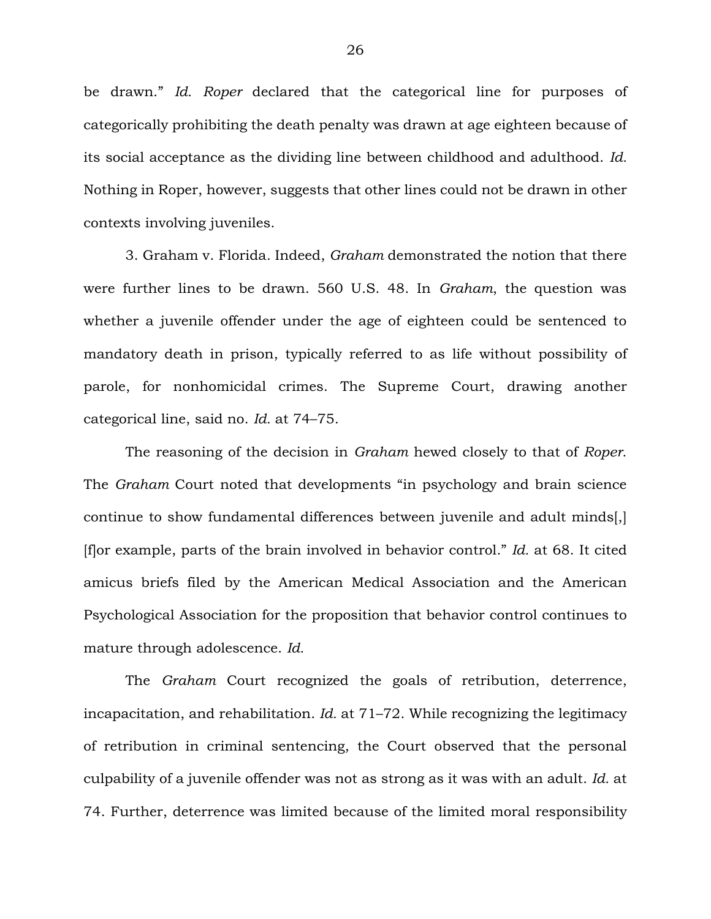be drawn." *Id. Roper* declared that the categorical line for purposes of categorically prohibiting the death penalty was drawn at age eighteen because of its social acceptance as the dividing line between childhood and adulthood. *Id.* Nothing in Roper, however, suggests that other lines could not be drawn in other contexts involving juveniles.

3. Graham v. Florida. Indeed, *Graham* demonstrated the notion that there were further lines to be drawn. 560 U.S. 48. In *Graham*, the question was whether a juvenile offender under the age of eighteen could be sentenced to mandatory death in prison, typically referred to as life without possibility of parole, for nonhomicidal crimes. The Supreme Court, drawing another categorical line, said no. *Id.* at 74–75.

The reasoning of the decision in *Graham* hewed closely to that of *Roper*. The *Graham* Court noted that developments "in psychology and brain science continue to show fundamental differences between juvenile and adult minds[,] [f]or example, parts of the brain involved in behavior control." *Id.* at 68. It cited amicus briefs filed by the American Medical Association and the American Psychological Association for the proposition that behavior control continues to mature through adolescence. *Id.*

The *Graham* Court recognized the goals of retribution, deterrence, incapacitation, and rehabilitation. *Id.* at 71–72. While recognizing the legitimacy of retribution in criminal sentencing, the Court observed that the personal culpability of a juvenile offender was not as strong as it was with an adult. *Id.* at 74. Further, deterrence was limited because of the limited moral responsibility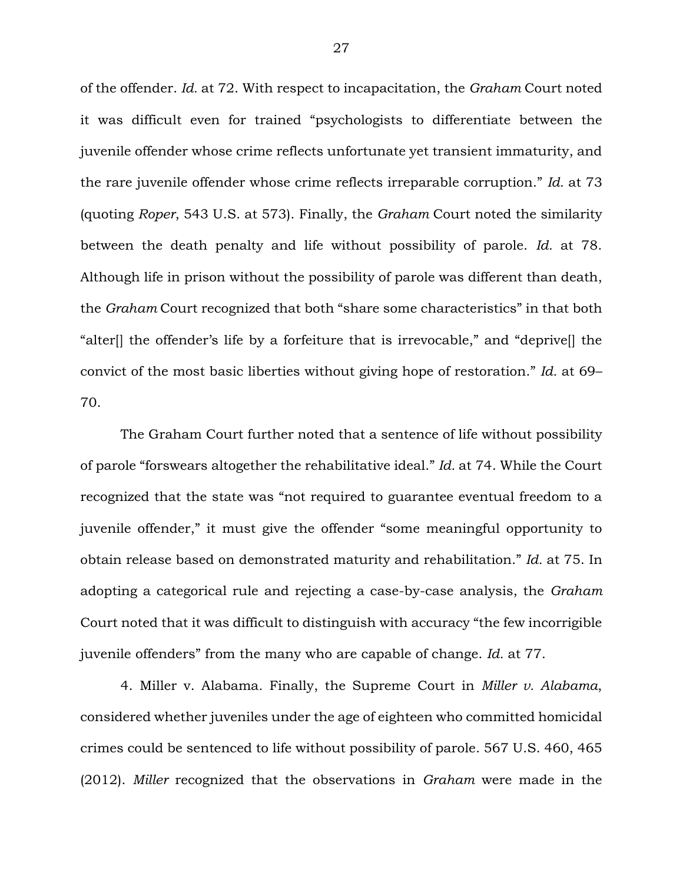of the offender. *Id.* at 72. With respect to incapacitation, the *Graham* Court noted it was difficult even for trained "psychologists to differentiate between the juvenile offender whose crime reflects unfortunate yet transient immaturity, and the rare juvenile offender whose crime reflects irreparable corruption." *Id.* at 73 (quoting *Roper*, 543 U.S. at 573). Finally, the *Graham* Court noted the similarity between the death penalty and life without possibility of parole. *Id.* at 78. Although life in prison without the possibility of parole was different than death, the *Graham* Court recognized that both "share some characteristics" in that both "alter[] the offender's life by a forfeiture that is irrevocable," and "deprive[] the convict of the most basic liberties without giving hope of restoration." *Id.* at 69–70.

The Graham Court further noted that a sentence of life without possibility of parole "forswears altogether the rehabilitative ideal." *Id.* at 74. While the Court recognized that the state was "not required to guarantee eventual freedom to a juvenile offender," it must give the offender "some meaningful opportunity to obtain release based on demonstrated maturity and rehabilitation." *Id.* at 75. In adopting a categorical rule and rejecting a case-by-case analysis, the *Graham* Court noted that it was difficult to distinguish with accuracy "the few incorrigible juvenile offenders" from the many who are capable of change. *Id.* at 77.

4. Miller v. Alabama. Finally, the Supreme Court in *Miller v. Alabama*, considered whether juveniles under the age of eighteen who committed homicidal crimes could be sentenced to life without possibility of parole. 567 U.S. 460, 465 (2012). *Miller* recognized that the observations in *Graham* were made in the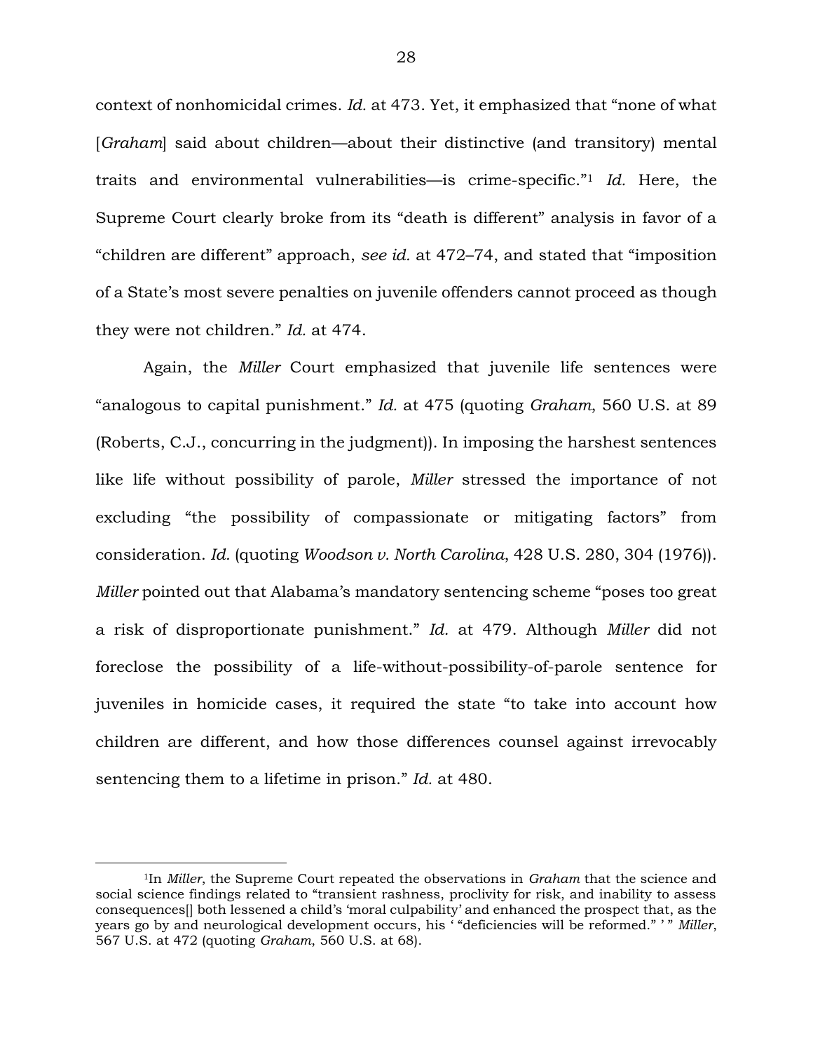context of nonhomicidal crimes. *Id.* at 473. Yet, it emphasized that "none of what [*Graham*] said about children—about their distinctive (and transitory) mental traits and environmental vulnerabilities—is crime-specific."[1] *Id.* Here, the Supreme Court clearly broke from its "death is different" analysis in favor of a "children are different" approach, *see id.* at 472–74, and stated that "imposition of a State's most severe penalties on juvenile offenders cannot proceed as though they were not children." *Id.* at 474.

Again, the *Miller* Court emphasized that juvenile life sentences were "analogous to capital punishment." *Id.* at 475 (quoting *Graham*, 560 U.S. at 89 (Roberts, C.J., concurring in the judgment)). In imposing the harshest sentences like life without possibility of parole, *Miller* stressed the importance of not excluding "the possibility of compassionate or mitigating factors" from consideration. *Id.* (quoting *Woodson v. North Carolina*, 428 U.S. 280, 304 (1976)). *Miller* pointed out that Alabama's mandatory sentencing scheme "poses too great a risk of disproportionate punishment." *Id.* at 479. Although *Miller* did not foreclose the possibility of a life-without-possibility-of-parole sentence for juveniles in homicide cases, it required the state "to take into account how children are different, and how those differences counsel against irrevocably sentencing them to a lifetime in prison." *Id.* at 480.

---

[1]In *Miller*, the Supreme Court repeated the observations in *Graham* that the science and social science findings related to "transient rashness, proclivity for risk, and inability to assess consequences[] both lessened a child's 'moral culpability' and enhanced the prospect that, as the years go by and neurological development occurs, his ' "deficiencies will be reformed." ' " *Miller*, 567 U.S. at 472 (quoting *Graham*, 560 U.S. at 68).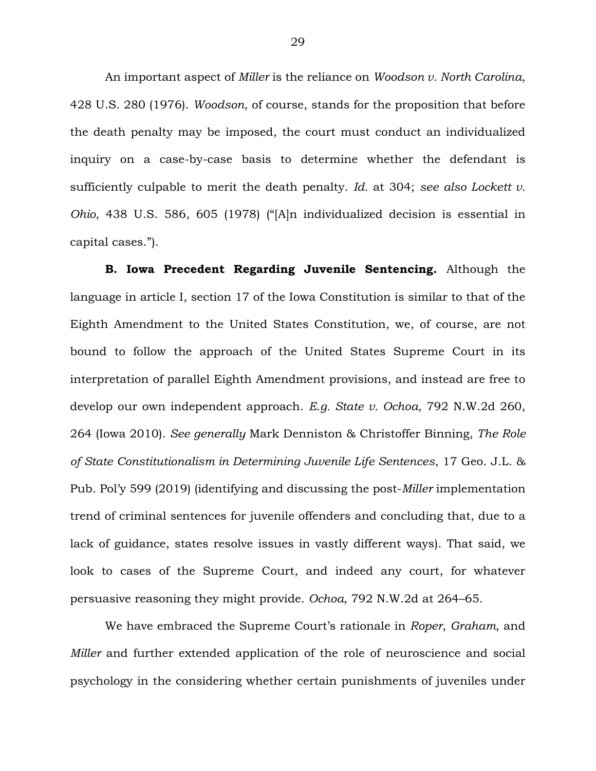An important aspect of *Miller* is the reliance on *Woodson v. North Carolina*, 428 U.S. 280 (1976). *Woodson*, of course, stands for the proposition that before the death penalty may be imposed, the court must conduct an individualized inquiry on a case-by-case basis to determine whether the defendant is sufficiently culpable to merit the death penalty. *Id.* at 304; *see also Lockett v. Ohio*, 438 U.S. 586, 605 (1978) ("[A]n individualized decision is essential in capital cases.").

**B. Iowa Precedent Regarding Juvenile Sentencing.** Although the language in article I, section 17 of the Iowa Constitution is similar to that of the Eighth Amendment to the United States Constitution, we, of course, are not bound to follow the approach of the United States Supreme Court in its interpretation of parallel Eighth Amendment provisions, and instead are free to develop our own independent approach. *E.g. State v. Ochoa*, 792 N.W.2d 260, 264 (Iowa 2010). *See generally* Mark Denniston & Christoffer Binning, *The Role of State Constitutionalism in Determining Juvenile Life Sentences*, 17 Geo. J.L. & Pub. Pol'y 599 (2019) (identifying and discussing the post-*Miller* implementation trend of criminal sentences for juvenile offenders and concluding that, due to a lack of guidance, states resolve issues in vastly different ways). That said, we look to cases of the Supreme Court, and indeed any court, for whatever persuasive reasoning they might provide. *Ochoa*, 792 N.W.2d at 264–65.

We have embraced the Supreme Court's rationale in *Roper*, *Graham*, and *Miller* and further extended application of the role of neuroscience and social psychology in the considering whether certain punishments of juveniles under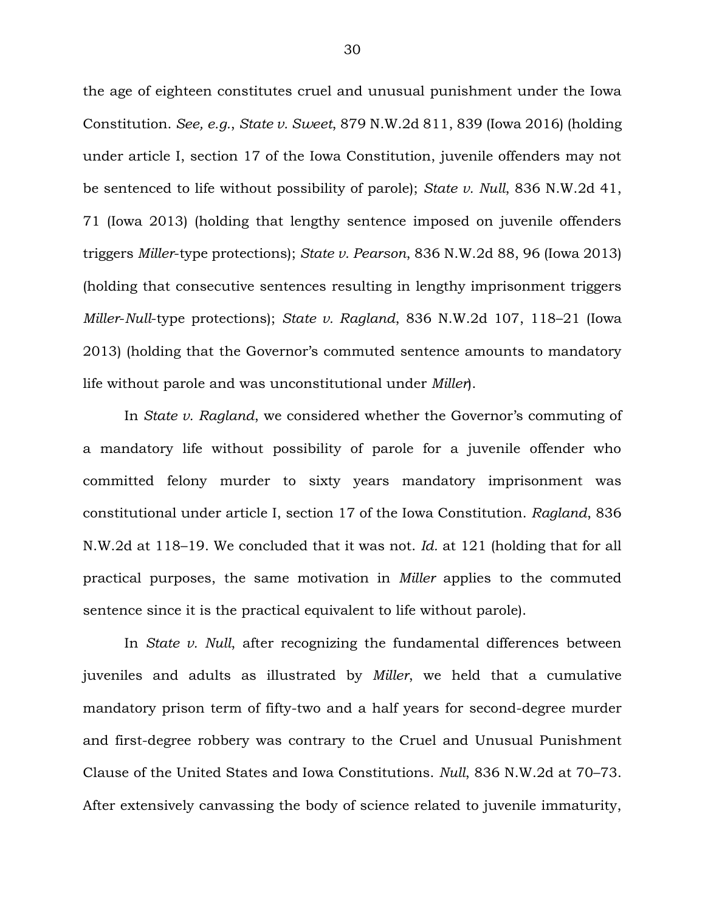the age of eighteen constitutes cruel and unusual punishment under the Iowa Constitution. *See, e.g.*, *State v. Sweet*, 879 N.W.2d 811, 839 (Iowa 2016) (holding under article I, section 17 of the Iowa Constitution, juvenile offenders may not be sentenced to life without possibility of parole); *State v. Null*, 836 N.W.2d 41, 71 (Iowa 2013) (holding that lengthy sentence imposed on juvenile offenders triggers *Miller*-type protections); *State v. Pearson*, 836 N.W.2d 88, 96 (Iowa 2013) (holding that consecutive sentences resulting in lengthy imprisonment triggers *Miller*-*Null*-type protections); *State v. Ragland*, 836 N.W.2d 107, 118–21 (Iowa 2013) (holding that the Governor's commuted sentence amounts to mandatory life without parole and was unconstitutional under *Miller*).

In *State v. Ragland*, we considered whether the Governor's commuting of a mandatory life without possibility of parole for a juvenile offender who committed felony murder to sixty years mandatory imprisonment was constitutional under article I, section 17 of the Iowa Constitution. *Ragland*, 836 N.W.2d at 118–19. We concluded that it was not. *Id.* at 121 (holding that for all practical purposes, the same motivation in *Miller* applies to the commuted sentence since it is the practical equivalent to life without parole).

In *State v. Null*, after recognizing the fundamental differences between juveniles and adults as illustrated by *Miller*, we held that a cumulative mandatory prison term of fifty-two and a half years for second-degree murder and first-degree robbery was contrary to the Cruel and Unusual Punishment Clause of the United States and Iowa Constitutions. *Null*, 836 N.W.2d at 70–73. After extensively canvassing the body of science related to juvenile immaturity,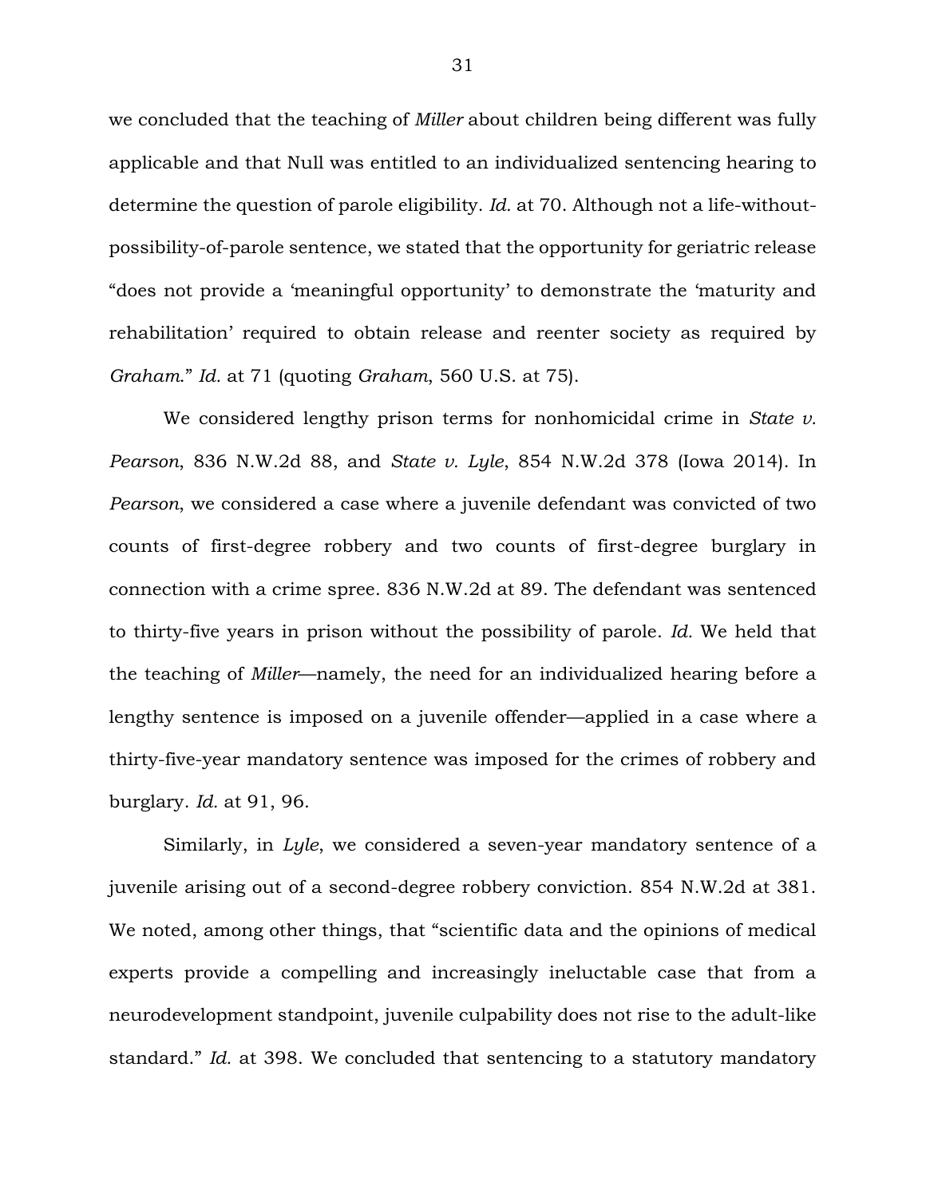we concluded that the teaching of *Miller* about children being different was fully applicable and that Null was entitled to an individualized sentencing hearing to determine the question of parole eligibility. *Id.* at 70. Although not a life-without-possibility-of-parole sentence, we stated that the opportunity for geriatric release "does not provide a 'meaningful opportunity' to demonstrate the 'maturity and rehabilitation' required to obtain release and reenter society as required by *Graham*." *Id.* at 71 (quoting *Graham*, 560 U.S. at 75).

We considered lengthy prison terms for nonhomicidal crime in *State v. Pearson*, 836 N.W.2d 88, and *State v. Lyle*, 854 N.W.2d 378 (Iowa 2014). In *Pearson*, we considered a case where a juvenile defendant was convicted of two counts of first-degree robbery and two counts of first-degree burglary in connection with a crime spree. 836 N.W.2d at 89. The defendant was sentenced to thirty-five years in prison without the possibility of parole. *Id.* We held that the teaching of *Miller*—namely, the need for an individualized hearing before a lengthy sentence is imposed on a juvenile offender—applied in a case where a thirty-five-year mandatory sentence was imposed for the crimes of robbery and burglary. *Id.* at 91, 96.

Similarly, in *Lyle*, we considered a seven-year mandatory sentence of a juvenile arising out of a second-degree robbery conviction. 854 N.W.2d at 381. We noted, among other things, that "scientific data and the opinions of medical experts provide a compelling and increasingly ineluctable case that from a neurodevelopment standpoint, juvenile culpability does not rise to the adult-like standard." *Id.* at 398. We concluded that sentencing to a statutory mandatory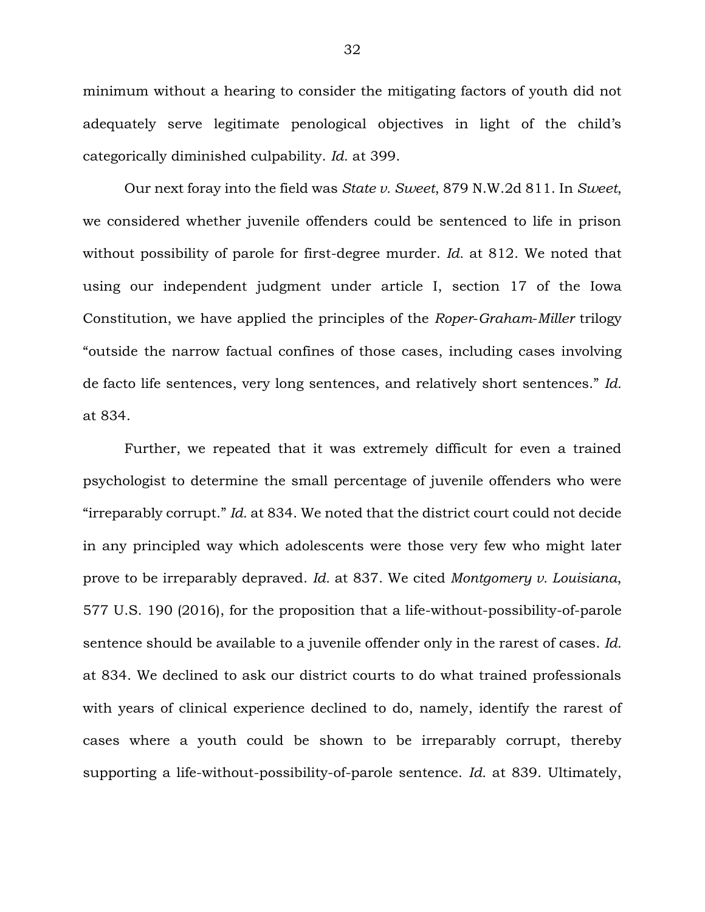minimum without a hearing to consider the mitigating factors of youth did not adequately serve legitimate penological objectives in light of the child's categorically diminished culpability. *Id.* at 399.

Our next foray into the field was *State v. Sweet*, 879 N.W.2d 811. In *Sweet*, we considered whether juvenile offenders could be sentenced to life in prison without possibility of parole for first-degree murder. *Id.* at 812. We noted that using our independent judgment under article I, section 17 of the Iowa Constitution, we have applied the principles of the *Roper-Graham-Miller* trilogy "outside the narrow factual confines of those cases, including cases involving de facto life sentences, very long sentences, and relatively short sentences." *Id.* at 834.

Further, we repeated that it was extremely difficult for even a trained psychologist to determine the small percentage of juvenile offenders who were "irreparably corrupt." *Id.* at 834. We noted that the district court could not decide in any principled way which adolescents were those very few who might later prove to be irreparably depraved. *Id.* at 837. We cited *Montgomery v. Louisiana*, 577 U.S. 190 (2016), for the proposition that a life-without-possibility-of-parole sentence should be available to a juvenile offender only in the rarest of cases. *Id.* at 834. We declined to ask our district courts to do what trained professionals with years of clinical experience declined to do, namely, identify the rarest of cases where a youth could be shown to be irreparably corrupt, thereby supporting a life-without-possibility-of-parole sentence. *Id.* at 839. Ultimately,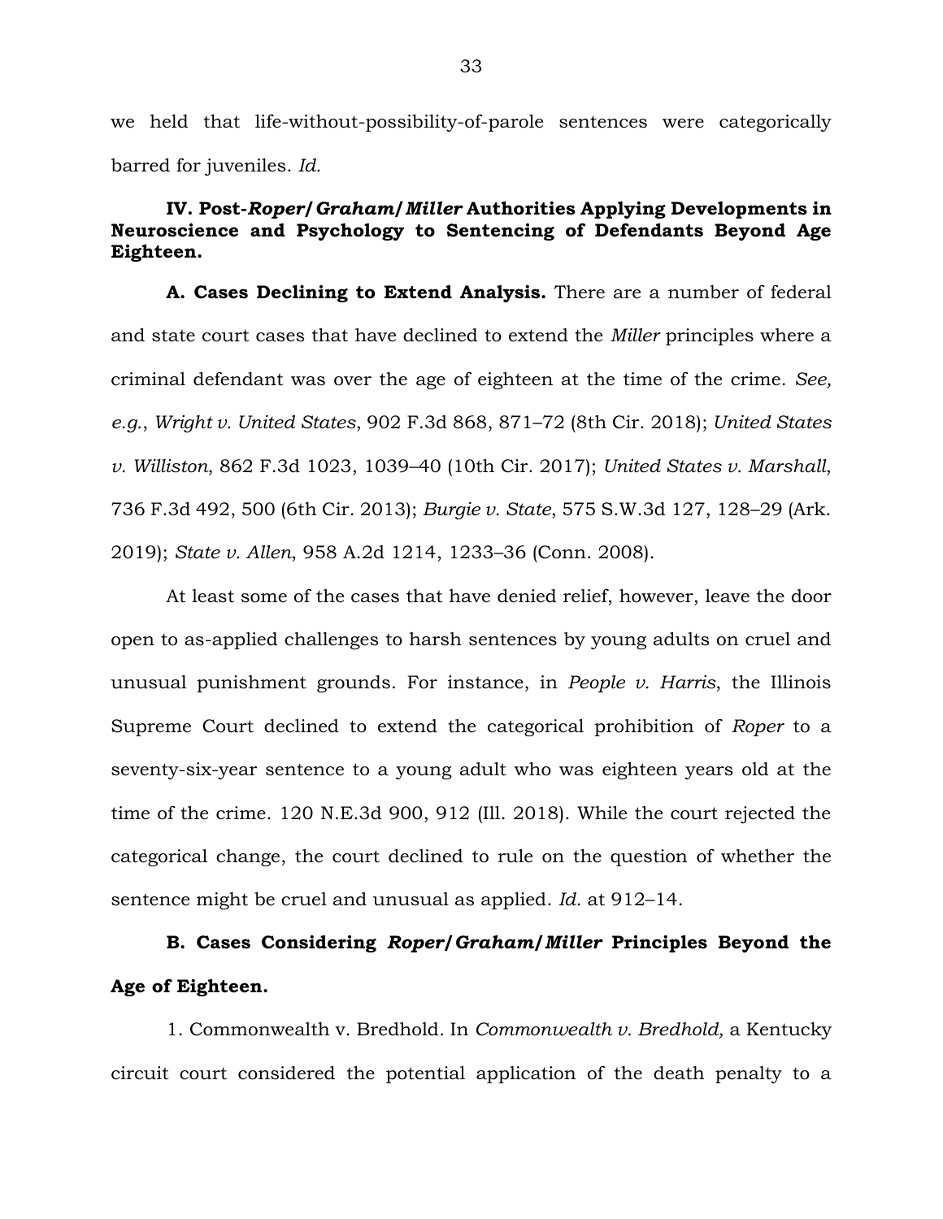we held that life-without-possibility-of-parole sentences were categorically barred for juveniles. *Id.*

### IV. Post-*Roper*/*Graham*/*Miller* Authorities Applying Developments in Neuroscience and Psychology to Sentencing of Defendants Beyond Age Eighteen.

**A. Cases Declining to Extend Analysis.** There are a number of federal and state court cases that have declined to extend the *Miller* principles where a criminal defendant was over the age of eighteen at the time of the crime. *See, e.g.*, *Wright v. United States*, 902 F.3d 868, 871–72 (8th Cir. 2018); *United States v. Williston*, 862 F.3d 1023, 1039–40 (10th Cir. 2017); *United States v. Marshall*, 736 F.3d 492, 500 (6th Cir. 2013); *Burgie v. State*, 575 S.W.3d 127, 128–29 (Ark. 2019); *State v. Allen*, 958 A.2d 1214, 1233–36 (Conn. 2008).

At least some of the cases that have denied relief, however, leave the door open to as-applied challenges to harsh sentences by young adults on cruel and unusual punishment grounds. For instance, in *People v. Harris*, the Illinois Supreme Court declined to extend the categorical prohibition of *Roper* to a seventy-six-year sentence to a young adult who was eighteen years old at the time of the crime. 120 N.E.3d 900, 912 (Ill. 2018). While the court rejected the categorical change, the court declined to rule on the question of whether the sentence might be cruel and unusual as applied. *Id.* at 912–14.

**B. Cases Considering *Roper*/*Graham*/*Miller* Principles Beyond the Age of Eighteen.**

1. Commonwealth v. Bredhold. In *Commonwealth v. Bredhold,* a Kentucky circuit court considered the potential application of the death penalty to a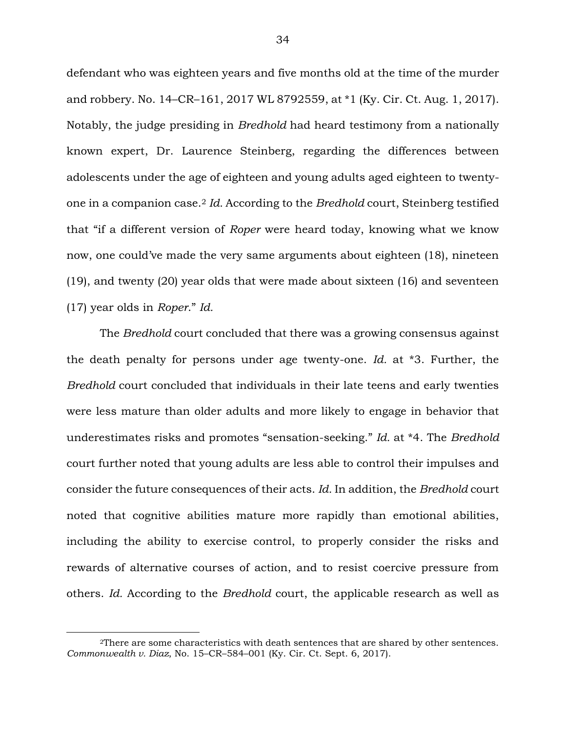defendant who was eighteen years and five months old at the time of the murder and robbery. No. 14–CR–161, 2017 WL 8792559, at *1 (Ky. Cir. Ct. Aug. 1, 2017). Notably, the judge presiding in *Bredhold* had heard testimony from a nationally known expert, Dr. Laurence Steinberg, regarding the differences between adolescents under the age of eighteen and young adults aged eighteen to twenty-one in a companion case.[2] *Id.* According to the *Bredhold* court, Steinberg testified that "if a different version of *Roper* were heard today, knowing what we know now, one could've made the very same arguments about eighteen (18), nineteen (19), and twenty (20) year olds that were made about sixteen (16) and seventeen (17) year olds in *Roper*." *Id.*

The *Bredhold* court concluded that there was a growing consensus against the death penalty for persons under age twenty-one. *Id.* at *3. Further, the *Bredhold* court concluded that individuals in their late teens and early twenties were less mature than older adults and more likely to engage in behavior that underestimates risks and promotes "sensation-seeking." *Id.* at *4. The *Bredhold* court further noted that young adults are less able to control their impulses and consider the future consequences of their acts. *Id.* In addition, the *Bredhold* court noted that cognitive abilities mature more rapidly than emotional abilities, including the ability to exercise control, to properly consider the risks and rewards of alternative courses of action, and to resist coercive pressure from others. *Id.* According to the *Bredhold* court, the applicable research as well as

[2]There are some characteristics with death sentences that are shared by other sentences. *Commonwealth v. Diaz*, No. 15–CR–584–001 (Ky. Cir. Ct. Sept. 6, 2017).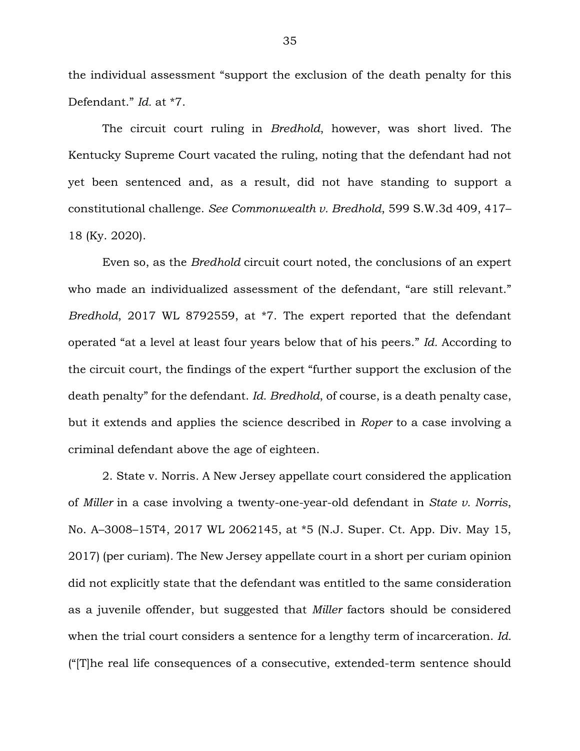the individual assessment "support the exclusion of the death penalty for this Defendant." *Id.* at *7.

The circuit court ruling in *Bredhold*, however, was short lived. The Kentucky Supreme Court vacated the ruling, noting that the defendant had not yet been sentenced and, as a result, did not have standing to support a constitutional challenge. *See Commonwealth v. Bredhold*, 599 S.W.3d 409, 417–18 (Ky. 2020).

Even so, as the *Bredhold* circuit court noted, the conclusions of an expert who made an individualized assessment of the defendant, "are still relevant." *Bredhold*, 2017 WL 8792559, at *7. The expert reported that the defendant operated "at a level at least four years below that of his peers." *Id.* According to the circuit court, the findings of the expert "further support the exclusion of the death penalty" for the defendant. *Id. Bredhold*, of course, is a death penalty case, but it extends and applies the science described in *Roper* to a case involving a criminal defendant above the age of eighteen.

2. State v. Norris. A New Jersey appellate court considered the application of *Miller* in a case involving a twenty-one-year-old defendant in *State v. Norris*, No. A–3008–15T4, 2017 WL 2062145, at *5 (N.J. Super. Ct. App. Div. May 15, 2017) (per curiam). The New Jersey appellate court in a short per curiam opinion did not explicitly state that the defendant was entitled to the same consideration as a juvenile offender, but suggested that *Miller* factors should be considered when the trial court considers a sentence for a lengthy term of incarceration. *Id.* ("[T]he real life consequences of a consecutive, extended-term sentence should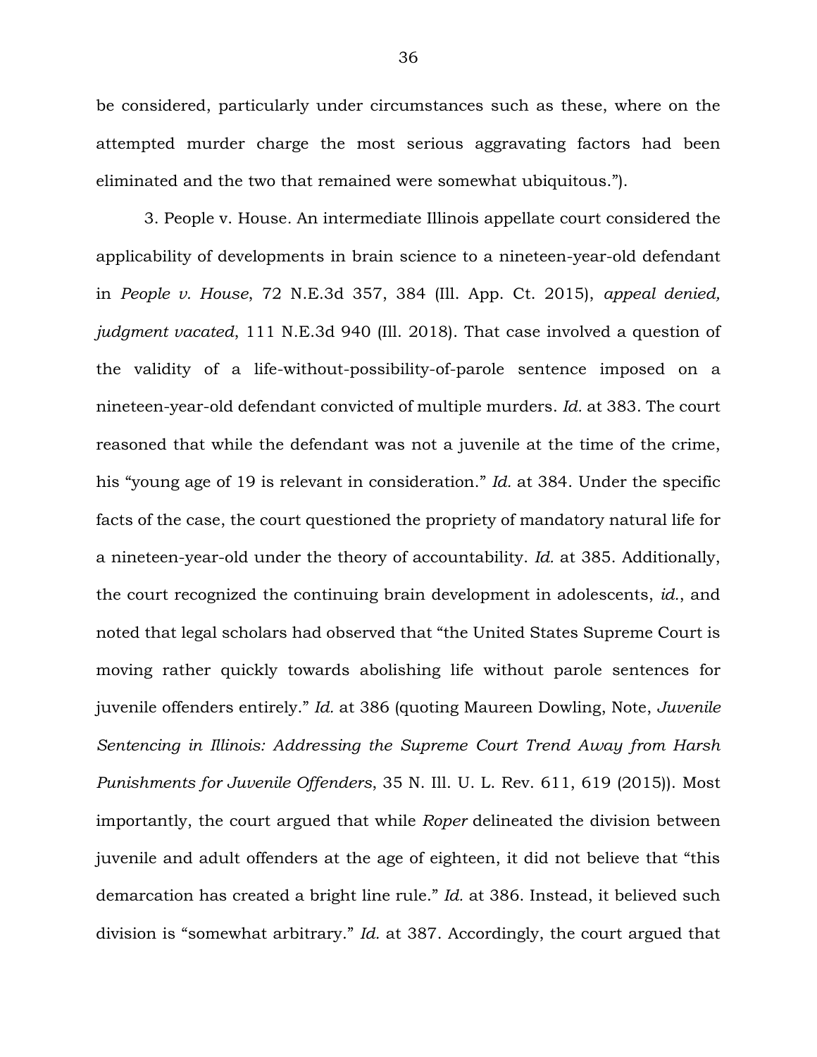be considered, particularly under circumstances such as these, where on the attempted murder charge the most serious aggravating factors had been eliminated and the two that remained were somewhat ubiquitous.").

3. People v. House. An intermediate Illinois appellate court considered the applicability of developments in brain science to a nineteen-year-old defendant in *People v. House*, 72 N.E.3d 357, 384 (Ill. App. Ct. 2015), *appeal denied, judgment vacated*, 111 N.E.3d 940 (Ill. 2018). That case involved a question of the validity of a life-without-possibility-of-parole sentence imposed on a nineteen-year-old defendant convicted of multiple murders. *Id.* at 383. The court reasoned that while the defendant was not a juvenile at the time of the crime, his "young age of 19 is relevant in consideration." *Id.* at 384. Under the specific facts of the case, the court questioned the propriety of mandatory natural life for a nineteen-year-old under the theory of accountability. *Id.* at 385. Additionally, the court recognized the continuing brain development in adolescents, *id.*, and noted that legal scholars had observed that "the United States Supreme Court is moving rather quickly towards abolishing life without parole sentences for juvenile offenders entirely." *Id.* at 386 (quoting Maureen Dowling, Note, *Juvenile Sentencing in Illinois: Addressing the Supreme Court Trend Away from Harsh Punishments for Juvenile Offenders*, 35 N. Ill. U. L. Rev. 611, 619 (2015)). Most importantly, the court argued that while *Roper* delineated the division between juvenile and adult offenders at the age of eighteen, it did not believe that "this demarcation has created a bright line rule." *Id.* at 386. Instead, it believed such division is "somewhat arbitrary." *Id.* at 387. Accordingly, the court argued that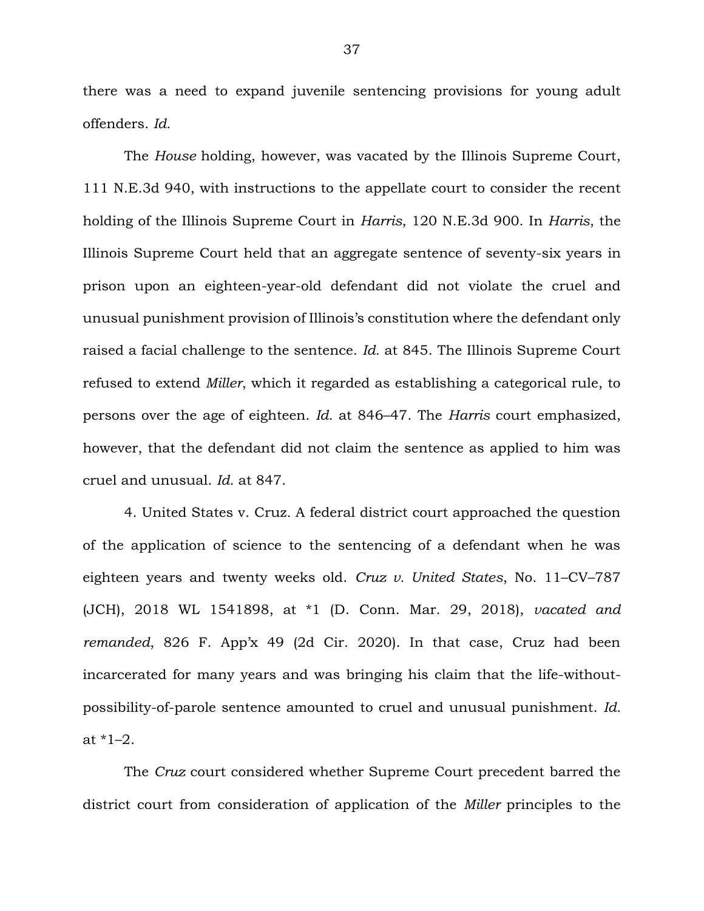there was a need to expand juvenile sentencing provisions for young adult offenders. *Id.*

The *House* holding, however, was vacated by the Illinois Supreme Court, 111 N.E.3d 940, with instructions to the appellate court to consider the recent holding of the Illinois Supreme Court in *Harris*, 120 N.E.3d 900. In *Harris*, the Illinois Supreme Court held that an aggregate sentence of seventy-six years in prison upon an eighteen-year-old defendant did not violate the cruel and unusual punishment provision of Illinois's constitution where the defendant only raised a facial challenge to the sentence. *Id.* at 845. The Illinois Supreme Court refused to extend *Miller*, which it regarded as establishing a categorical rule, to persons over the age of eighteen. *Id.* at 846–47. The *Harris* court emphasized, however, that the defendant did not claim the sentence as applied to him was cruel and unusual. *Id.* at 847.

4. United States v. Cruz. A federal district court approached the question of the application of science to the sentencing of a defendant when he was eighteen years and twenty weeks old. *Cruz v. United States*, No. 11–CV–787 (JCH), 2018 WL 1541898, at *1 (D. Conn. Mar. 29, 2018), *vacated and remanded*, 826 F. App'x 49 (2d Cir. 2020). In that case, Cruz had been incarcerated for many years and was bringing his claim that the life-without-possibility-of-parole sentence amounted to cruel and unusual punishment. *Id.* at *1–2.

The *Cruz* court considered whether Supreme Court precedent barred the district court from consideration of application of the *Miller* principles to the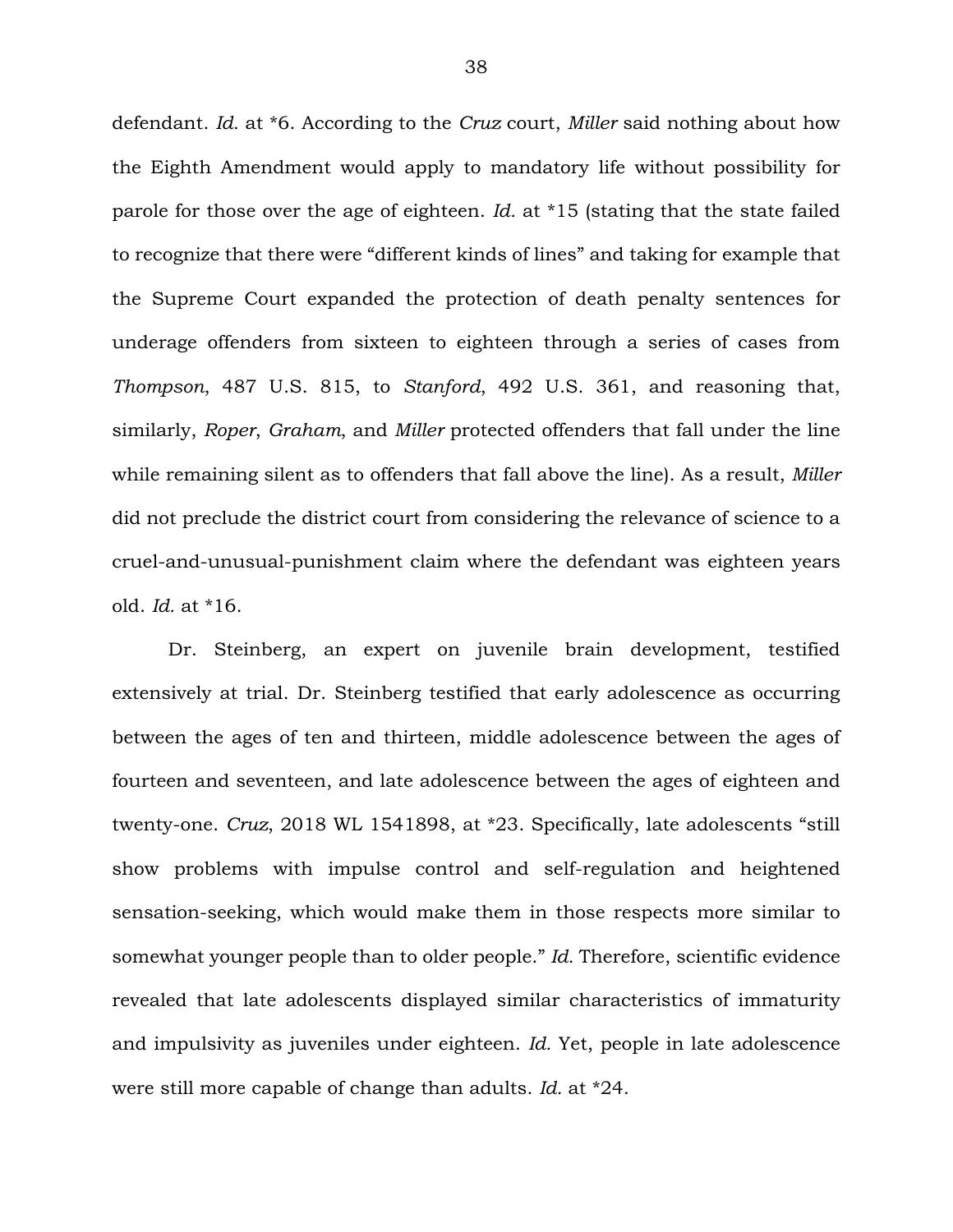defendant. *Id.* at *6. According to the *Cruz* court, *Miller* said nothing about how the Eighth Amendment would apply to mandatory life without possibility for parole for those over the age of eighteen. *Id.* at *15 (stating that the state failed to recognize that there were "different kinds of lines" and taking for example that the Supreme Court expanded the protection of death penalty sentences for underage offenders from sixteen to eighteen through a series of cases from *Thompson*, 487 U.S. 815, to *Stanford*, 492 U.S. 361, and reasoning that, similarly, *Roper*, *Graham*, and *Miller* protected offenders that fall under the line while remaining silent as to offenders that fall above the line). As a result, *Miller* did not preclude the district court from considering the relevance of science to a cruel-and-unusual-punishment claim where the defendant was eighteen years old. *Id.* at *16.

Dr. Steinberg, an expert on juvenile brain development, testified extensively at trial. Dr. Steinberg testified that early adolescence as occurring between the ages of ten and thirteen, middle adolescence between the ages of fourteen and seventeen, and late adolescence between the ages of eighteen and twenty-one. *Cruz*, 2018 WL 1541898, at *23. Specifically, late adolescents "still show problems with impulse control and self-regulation and heightened sensation-seeking, which would make them in those respects more similar to somewhat younger people than to older people." *Id.* Therefore, scientific evidence revealed that late adolescents displayed similar characteristics of immaturity and impulsivity as juveniles under eighteen. *Id.* Yet, people in late adolescence were still more capable of change than adults. *Id.* at *24.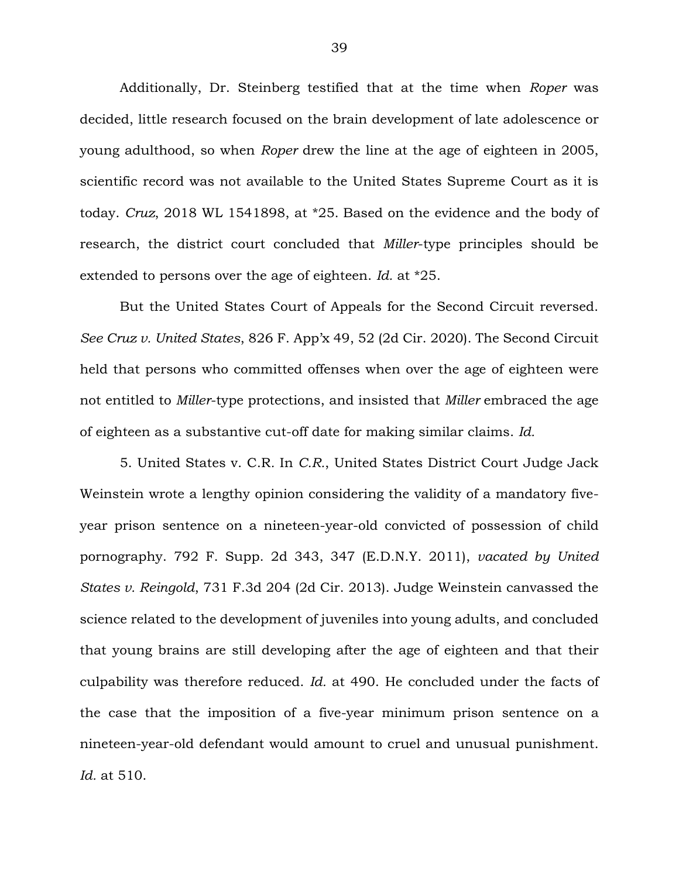Additionally, Dr. Steinberg testified that at the time when *Roper* was decided, little research focused on the brain development of late adolescence or young adulthood, so when *Roper* drew the line at the age of eighteen in 2005, scientific record was not available to the United States Supreme Court as it is today. *Cruz*, 2018 WL 1541898, at *25. Based on the evidence and the body of research, the district court concluded that *Miller*-type principles should be extended to persons over the age of eighteen. *Id.* at *25.

But the United States Court of Appeals for the Second Circuit reversed. *See Cruz v. United States*, 826 F. App'x 49, 52 (2d Cir. 2020). The Second Circuit held that persons who committed offenses when over the age of eighteen were not entitled to *Miller*-type protections, and insisted that *Miller* embraced the age of eighteen as a substantive cut-off date for making similar claims. *Id.*

5. United States v. C.R. In *C.R.*, United States District Court Judge Jack Weinstein wrote a lengthy opinion considering the validity of a mandatory five-year prison sentence on a nineteen-year-old convicted of possession of child pornography. 792 F. Supp. 2d 343, 347 (E.D.N.Y. 2011), *vacated by United States v. Reingold*, 731 F.3d 204 (2d Cir. 2013). Judge Weinstein canvassed the science related to the development of juveniles into young adults, and concluded that young brains are still developing after the age of eighteen and that their culpability was therefore reduced. *Id.* at 490. He concluded under the facts of the case that the imposition of a five-year minimum prison sentence on a nineteen-year-old defendant would amount to cruel and unusual punishment. *Id.* at 510.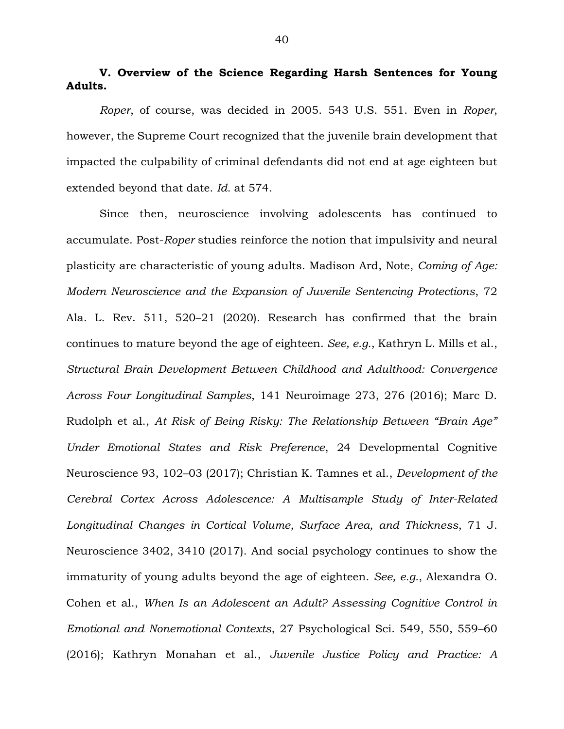**V. Overview of the Science Regarding Harsh Sentences for Young Adults.**

*Roper*, of course, was decided in 2005. 543 U.S. 551. Even in *Roper*, however, the Supreme Court recognized that the juvenile brain development that impacted the culpability of criminal defendants did not end at age eighteen but extended beyond that date. *Id.* at 574.

Since then, neuroscience involving adolescents has continued to accumulate. Post-*Roper* studies reinforce the notion that impulsivity and neural plasticity are characteristic of young adults. Madison Ard, Note, *Coming of Age: Modern Neuroscience and the Expansion of Juvenile Sentencing Protections*, 72 Ala. L. Rev. 511, 520–21 (2020). Research has confirmed that the brain continues to mature beyond the age of eighteen. *See, e.g.*, Kathryn L. Mills et al., *Structural Brain Development Between Childhood and Adulthood: Convergence Across Four Longitudinal Samples*, 141 Neuroimage 273, 276 (2016); Marc D. Rudolph et al., *At Risk of Being Risky: The Relationship Between "Brain Age" Under Emotional States and Risk Preference*, 24 Developmental Cognitive Neuroscience 93, 102–03 (2017); Christian K. Tamnes et al., *Development of the Cerebral Cortex Across Adolescence: A Multisample Study of Inter-Related Longitudinal Changes in Cortical Volume, Surface Area, and Thickness*, 71 J. Neuroscience 3402, 3410 (2017). And social psychology continues to show the immaturity of young adults beyond the age of eighteen. *See, e.g.*, Alexandra O. Cohen et al., *When Is an Adolescent an Adult? Assessing Cognitive Control in Emotional and Nonemotional Contexts*, 27 Psychological Sci. 549, 550, 559–60 (2016); Kathryn Monahan et al., *Juvenile Justice Policy and Practice: A*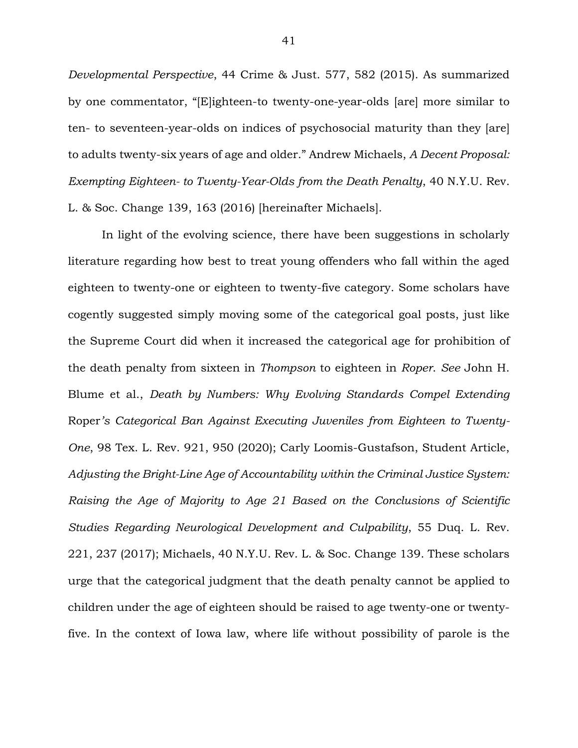*Developmental Perspective*, 44 Crime & Just. 577, 582 (2015). As summarized by one commentator, "[E]ighteen-to twenty-one-year-olds [are] more similar to ten- to seventeen-year-olds on indices of psychosocial maturity than they [are] to adults twenty-six years of age and older." Andrew Michaels, *A Decent Proposal: Exempting Eighteen- to Twenty-Year-Olds from the Death Penalty*, 40 N.Y.U. Rev. L. & Soc. Change 139, 163 (2016) [hereinafter Michaels].

In light of the evolving science, there have been suggestions in scholarly literature regarding how best to treat young offenders who fall within the aged eighteen to twenty-one or eighteen to twenty-five category. Some scholars have cogently suggested simply moving some of the categorical goal posts, just like the Supreme Court did when it increased the categorical age for prohibition of the death penalty from sixteen in *Thompson* to eighteen in *Roper*. *See* John H. Blume et al., *Death by Numbers: Why Evolving Standards Compel Extending* Roper*'s Categorical Ban Against Executing Juveniles from Eighteen to Twenty-One*, 98 Tex. L. Rev. 921, 950 (2020); Carly Loomis-Gustafson, Student Article, *Adjusting the Bright-Line Age of Accountability within the Criminal Justice System: Raising the Age of Majority to Age 21 Based on the Conclusions of Scientific Studies Regarding Neurological Development and Culpability*, 55 Duq. L. Rev. 221, 237 (2017); Michaels, 40 N.Y.U. Rev. L. & Soc. Change 139. These scholars urge that the categorical judgment that the death penalty cannot be applied to children under the age of eighteen should be raised to age twenty-one or twenty-five. In the context of Iowa law, where life without possibility of parole is the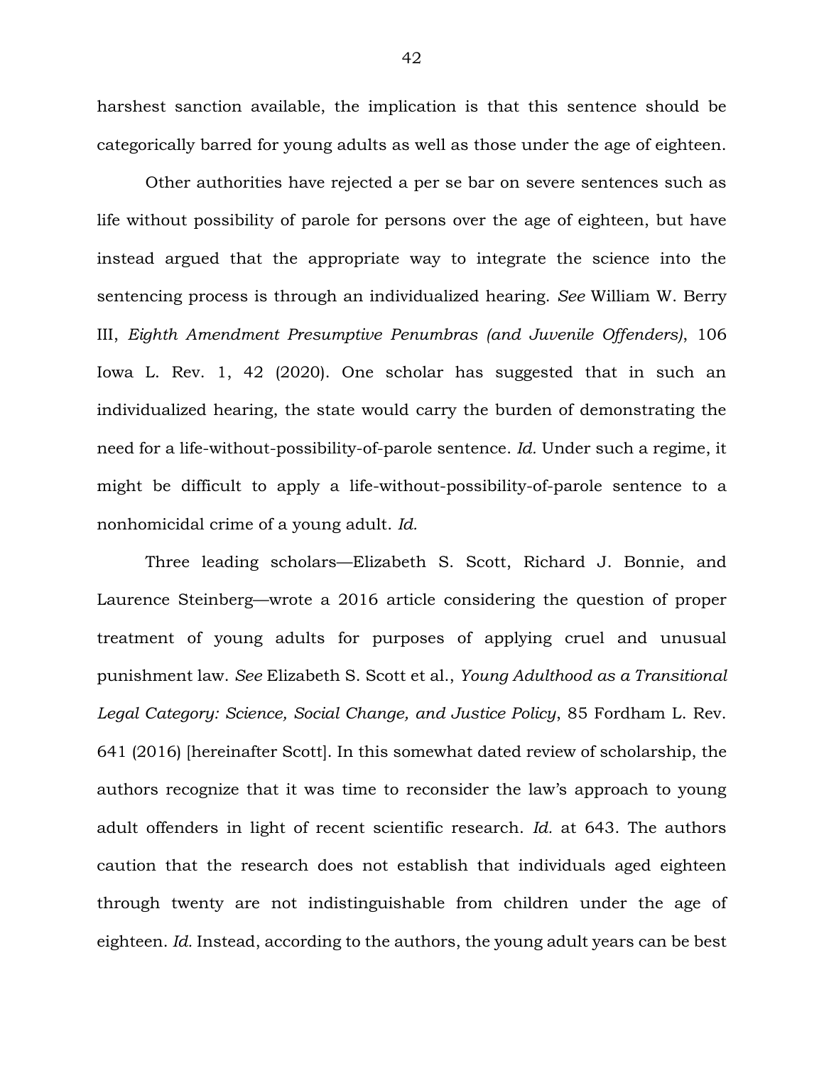harshest sanction available, the implication is that this sentence should be categorically barred for young adults as well as those under the age of eighteen.

Other authorities have rejected a per se bar on severe sentences such as life without possibility of parole for persons over the age of eighteen, but have instead argued that the appropriate way to integrate the science into the sentencing process is through an individualized hearing. *See* William W. Berry III, *Eighth Amendment Presumptive Penumbras (and Juvenile Offenders)*, 106 Iowa L. Rev. 1, 42 (2020). One scholar has suggested that in such an individualized hearing, the state would carry the burden of demonstrating the need for a life-without-possibility-of-parole sentence. *Id.* Under such a regime, it might be difficult to apply a life-without-possibility-of-parole sentence to a nonhomicidal crime of a young adult. *Id.*

Three leading scholars—Elizabeth S. Scott, Richard J. Bonnie, and Laurence Steinberg—wrote a 2016 article considering the question of proper treatment of young adults for purposes of applying cruel and unusual punishment law. *See* Elizabeth S. Scott et al., *Young Adulthood as a Transitional Legal Category: Science, Social Change, and Justice Policy*, 85 Fordham L. Rev. 641 (2016) [hereinafter Scott]. In this somewhat dated review of scholarship, the authors recognize that it was time to reconsider the law's approach to young adult offenders in light of recent scientific research. *Id.* at 643. The authors caution that the research does not establish that individuals aged eighteen through twenty are not indistinguishable from children under the age of eighteen. *Id.* Instead, according to the authors, the young adult years can be best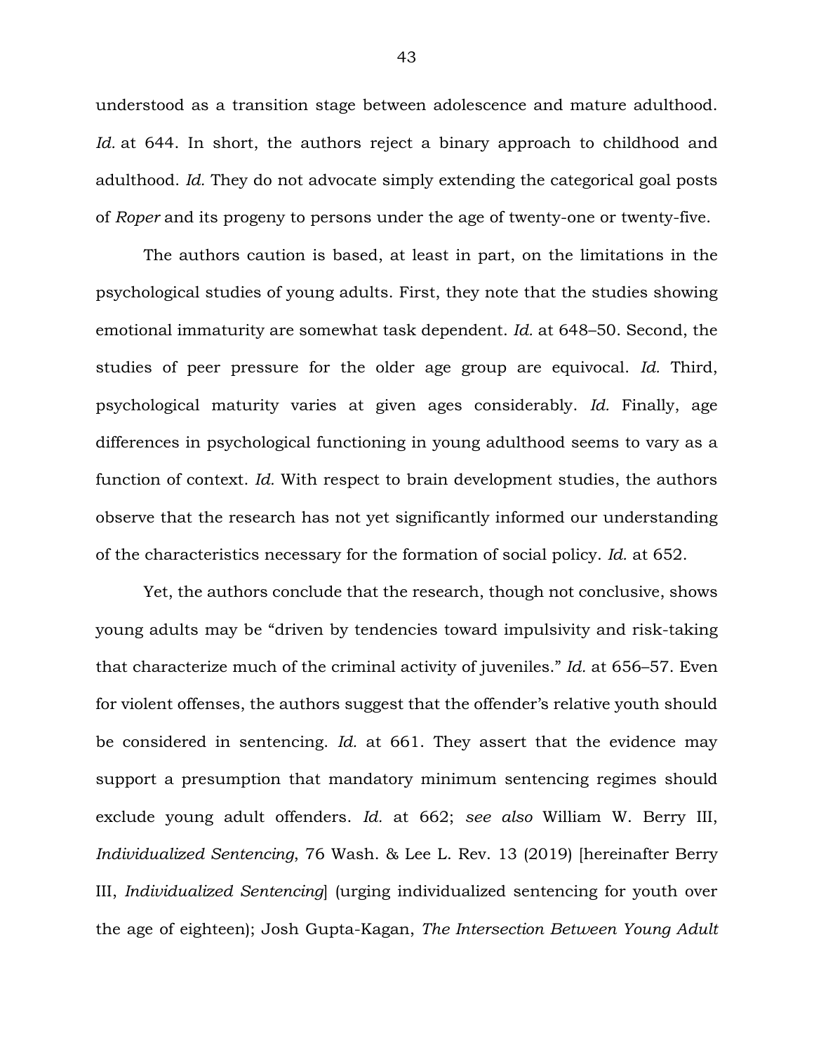understood as a transition stage between adolescence and mature adulthood. *Id.* at 644. In short, the authors reject a binary approach to childhood and adulthood. *Id.* They do not advocate simply extending the categorical goal posts of *Roper* and its progeny to persons under the age of twenty-one or twenty-five.

The authors caution is based, at least in part, on the limitations in the psychological studies of young adults. First, they note that the studies showing emotional immaturity are somewhat task dependent. *Id.* at 648–50. Second, the studies of peer pressure for the older age group are equivocal. *Id.* Third, psychological maturity varies at given ages considerably. *Id.* Finally, age differences in psychological functioning in young adulthood seems to vary as a function of context. *Id.* With respect to brain development studies, the authors observe that the research has not yet significantly informed our understanding of the characteristics necessary for the formation of social policy. *Id.* at 652.

Yet, the authors conclude that the research, though not conclusive, shows young adults may be "driven by tendencies toward impulsivity and risk-taking that characterize much of the criminal activity of juveniles." *Id.* at 656–57. Even for violent offenses, the authors suggest that the offender's relative youth should be considered in sentencing. *Id.* at 661. They assert that the evidence may support a presumption that mandatory minimum sentencing regimes should exclude young adult offenders. *Id.* at 662; *see also* William W. Berry III, *Individualized Sentencing*, 76 Wash. & Lee L. Rev. 13 (2019) [hereinafter Berry III, *Individualized Sentencing*] (urging individualized sentencing for youth over the age of eighteen); Josh Gupta-Kagan, *The Intersection Between Young Adult*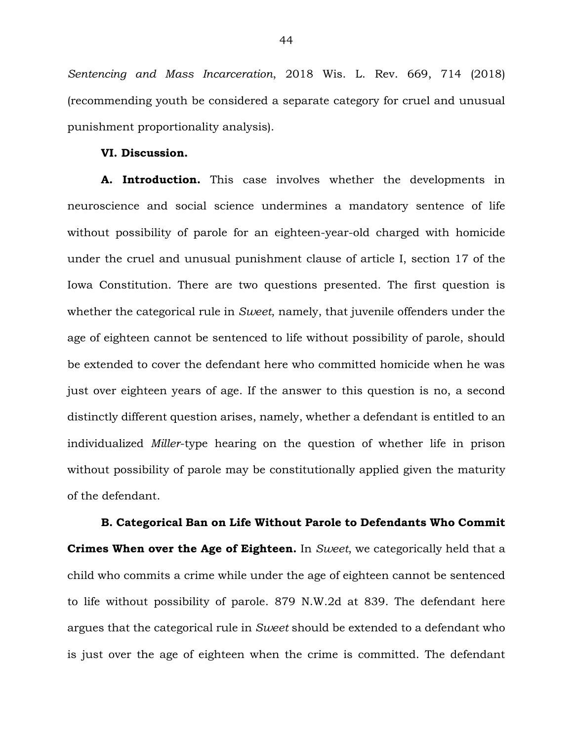*Sentencing and Mass Incarceration*, 2018 Wis. L. Rev. 669, 714 (2018) (recommending youth be considered a separate category for cruel and unusual punishment proportionality analysis).

**VI. Discussion.**

**A. Introduction.** This case involves whether the developments in neuroscience and social science undermines a mandatory sentence of life without possibility of parole for an eighteen-year-old charged with homicide under the cruel and unusual punishment clause of article I, section 17 of the Iowa Constitution. There are two questions presented. The first question is whether the categorical rule in *Sweet*, namely, that juvenile offenders under the age of eighteen cannot be sentenced to life without possibility of parole, should be extended to cover the defendant here who committed homicide when he was just over eighteen years of age. If the answer to this question is no, a second distinctly different question arises, namely, whether a defendant is entitled to an individualized *Miller*-type hearing on the question of whether life in prison without possibility of parole may be constitutionally applied given the maturity of the defendant.

**B. Categorical Ban on Life Without Parole to Defendants Who Commit Crimes When over the Age of Eighteen.** In *Sweet*, we categorically held that a child who commits a crime while under the age of eighteen cannot be sentenced to life without possibility of parole. 879 N.W.2d at 839. The defendant here argues that the categorical rule in *Sweet* should be extended to a defendant who is just over the age of eighteen when the crime is committed. The defendant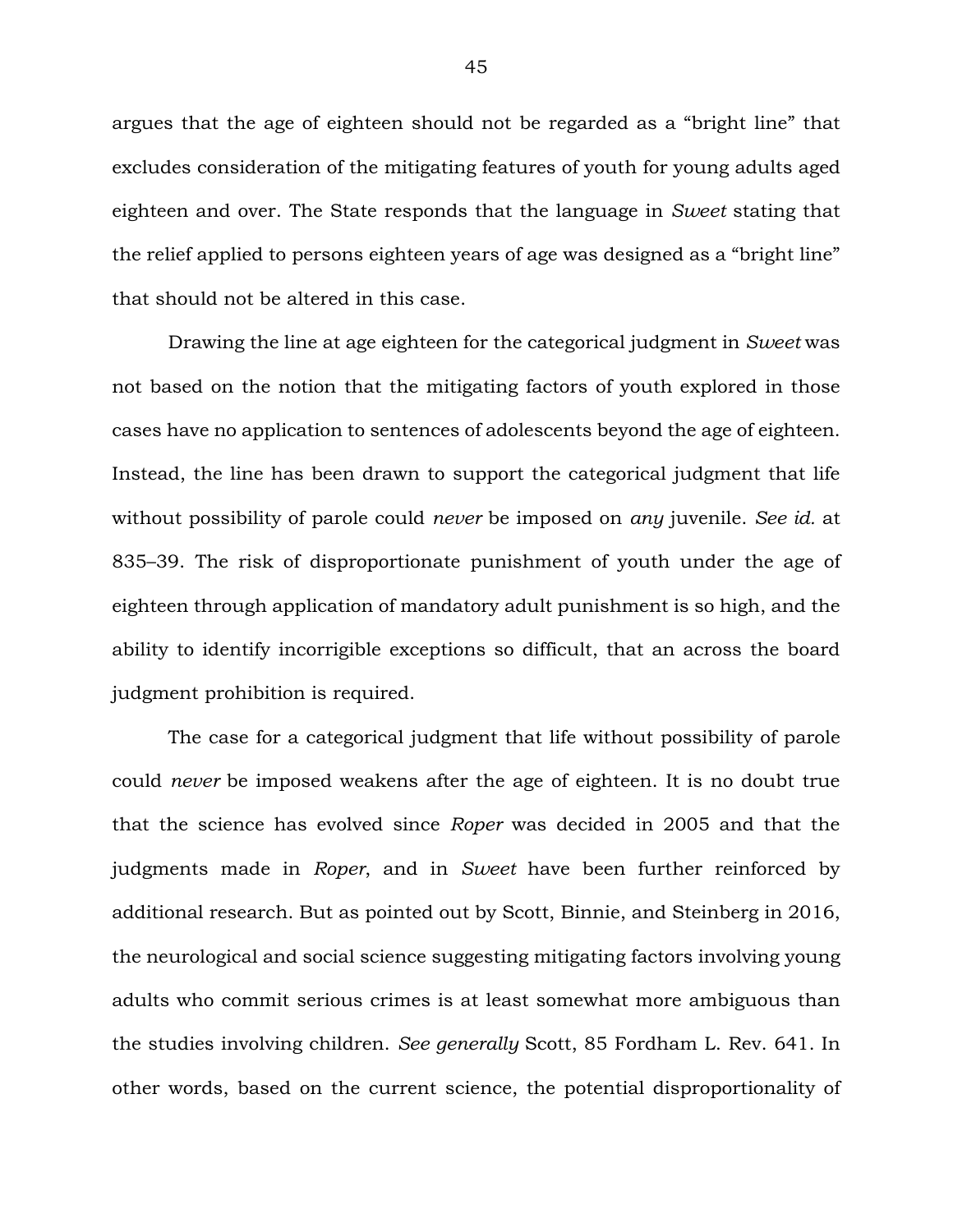argues that the age of eighteen should not be regarded as a "bright line" that excludes consideration of the mitigating features of youth for young adults aged eighteen and over. The State responds that the language in *Sweet* stating that the relief applied to persons eighteen years of age was designed as a "bright line" that should not be altered in this case.

Drawing the line at age eighteen for the categorical judgment in *Sweet* was not based on the notion that the mitigating factors of youth explored in those cases have no application to sentences of adolescents beyond the age of eighteen. Instead, the line has been drawn to support the categorical judgment that life without possibility of parole could *never* be imposed on *any* juvenile. *See id.* at 835–39. The risk of disproportionate punishment of youth under the age of eighteen through application of mandatory adult punishment is so high, and the ability to identify incorrigible exceptions so difficult, that an across the board judgment prohibition is required.

The case for a categorical judgment that life without possibility of parole could *never* be imposed weakens after the age of eighteen. It is no doubt true that the science has evolved since *Roper* was decided in 2005 and that the judgments made in *Roper*, and in *Sweet* have been further reinforced by additional research. But as pointed out by Scott, Binnie, and Steinberg in 2016, the neurological and social science suggesting mitigating factors involving young adults who commit serious crimes is at least somewhat more ambiguous than the studies involving children. *See generally* Scott, 85 Fordham L. Rev. 641. In other words, based on the current science, the potential disproportionality of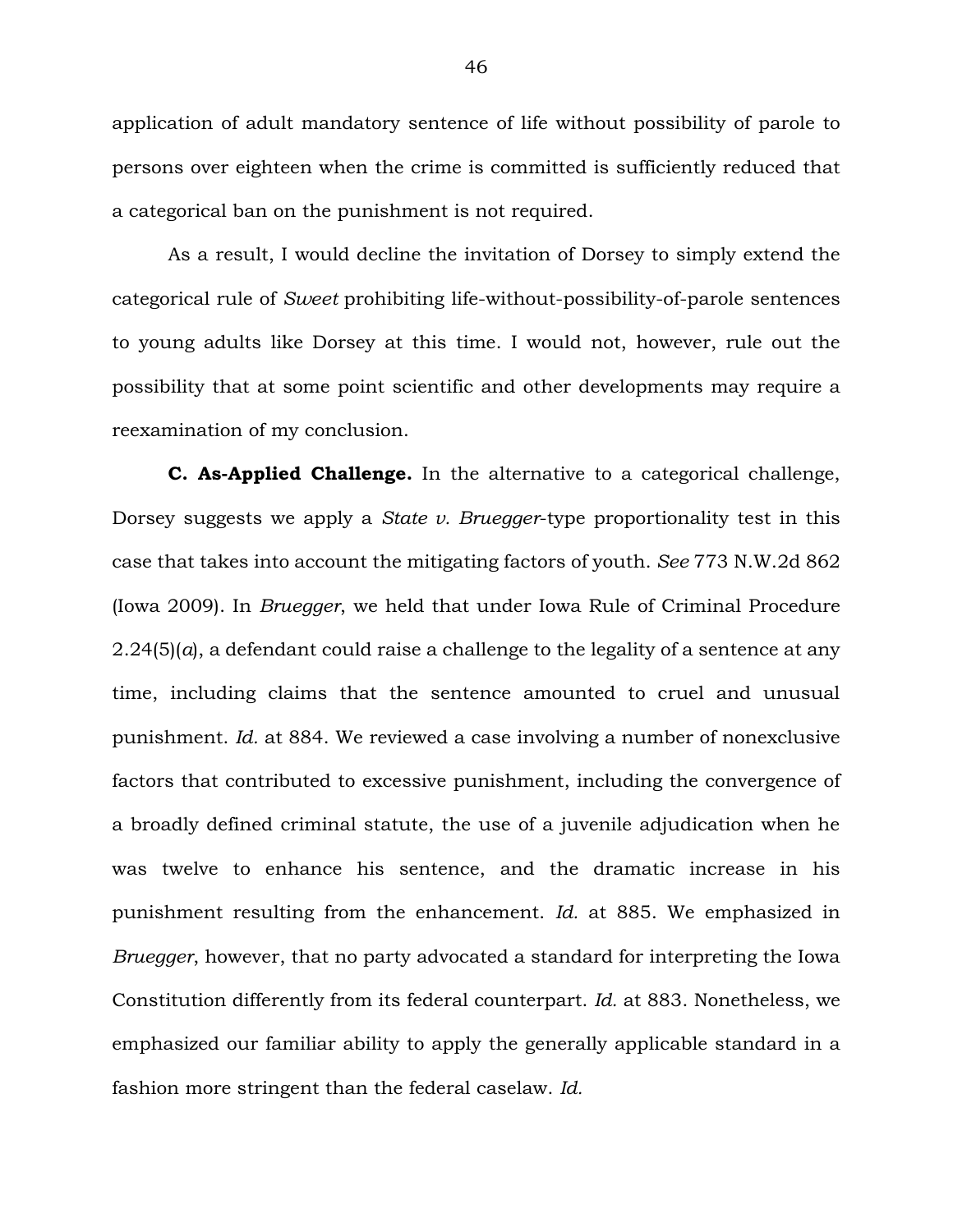application of adult mandatory sentence of life without possibility of parole to persons over eighteen when the crime is committed is sufficiently reduced that a categorical ban on the punishment is not required.

As a result, I would decline the invitation of Dorsey to simply extend the categorical rule of *Sweet* prohibiting life-without-possibility-of-parole sentences to young adults like Dorsey at this time. I would not, however, rule out the possibility that at some point scientific and other developments may require a reexamination of my conclusion.

**C. As-Applied Challenge.** In the alternative to a categorical challenge, Dorsey suggests we apply a *State v. Bruegger*-type proportionality test in this case that takes into account the mitigating factors of youth. *See* 773 N.W.2d 862 (Iowa 2009). In *Bruegger*, we held that under Iowa Rule of Criminal Procedure 2.24(5)(*a*), a defendant could raise a challenge to the legality of a sentence at any time, including claims that the sentence amounted to cruel and unusual punishment. *Id.* at 884. We reviewed a case involving a number of nonexclusive factors that contributed to excessive punishment, including the convergence of a broadly defined criminal statute, the use of a juvenile adjudication when he was twelve to enhance his sentence, and the dramatic increase in his punishment resulting from the enhancement. *Id.* at 885. We emphasized in *Bruegger*, however, that no party advocated a standard for interpreting the Iowa Constitution differently from its federal counterpart. *Id.* at 883. Nonetheless, we emphasized our familiar ability to apply the generally applicable standard in a fashion more stringent than the federal caselaw. *Id.*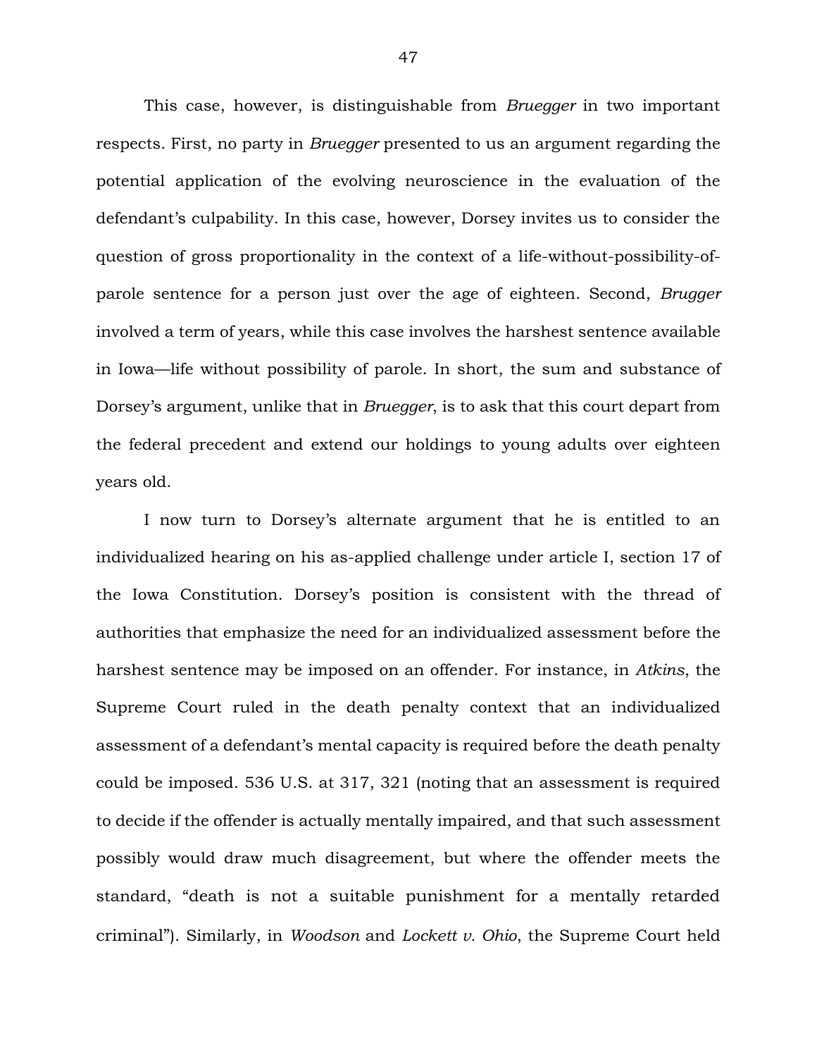This case, however, is distinguishable from *Bruegger* in two important respects. First, no party in *Bruegger* presented to us an argument regarding the potential application of the evolving neuroscience in the evaluation of the defendant's culpability. In this case, however, Dorsey invites us to consider the question of gross proportionality in the context of a life-without-possibility-of-parole sentence for a person just over the age of eighteen. Second, *Brugger* involved a term of years, while this case involves the harshest sentence available in Iowa—life without possibility of parole. In short, the sum and substance of Dorsey's argument, unlike that in *Bruegger*, is to ask that this court depart from the federal precedent and extend our holdings to young adults over eighteen years old.

I now turn to Dorsey's alternate argument that he is entitled to an individualized hearing on his as-applied challenge under article I, section 17 of the Iowa Constitution. Dorsey's position is consistent with the thread of authorities that emphasize the need for an individualized assessment before the harshest sentence may be imposed on an offender. For instance, in *Atkins*, the Supreme Court ruled in the death penalty context that an individualized assessment of a defendant's mental capacity is required before the death penalty could be imposed. 536 U.S. at 317, 321 (noting that an assessment is required to decide if the offender is actually mentally impaired, and that such assessment possibly would draw much disagreement, but where the offender meets the standard, "death is not a suitable punishment for a mentally retarded criminal"). Similarly, in *Woodson* and *Lockett v. Ohio*, the Supreme Court held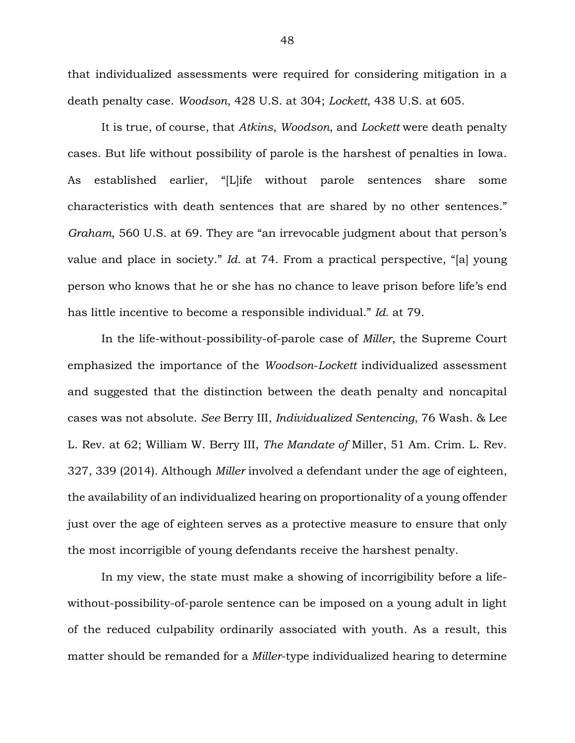that individualized assessments were required for considering mitigation in a death penalty case. *Woodson*, 428 U.S. at 304; *Lockett*, 438 U.S. at 605.

It is true, of course, that *Atkins*, *Woodson*, and *Lockett* were death penalty cases. But life without possibility of parole is the harshest of penalties in Iowa. As established earlier, "[L]ife without parole sentences share some characteristics with death sentences that are shared by no other sentences." *Graham*, 560 U.S. at 69. They are "an irrevocable judgment about that person's value and place in society." *Id.* at 74. From a practical perspective, "[a] young person who knows that he or she has no chance to leave prison before life's end has little incentive to become a responsible individual." *Id.* at 79.

In the life-without-possibility-of-parole case of *Miller*, the Supreme Court emphasized the importance of the *Woodson*-*Lockett* individualized assessment and suggested that the distinction between the death penalty and noncapital cases was not absolute. *See* Berry III, *Individualized Sentencing*, 76 Wash. & Lee L. Rev. at 62; William W. Berry III, *The Mandate of* Miller, 51 Am. Crim. L. Rev. 327, 339 (2014). Although *Miller* involved a defendant under the age of eighteen, the availability of an individualized hearing on proportionality of a young offender just over the age of eighteen serves as a protective measure to ensure that only the most incorrigible of young defendants receive the harshest penalty.

In my view, the state must make a showing of incorrigibility before a life-without-possibility-of-parole sentence can be imposed on a young adult in light of the reduced culpability ordinarily associated with youth. As a result, this matter should be remanded for a *Miller*-type individualized hearing to determine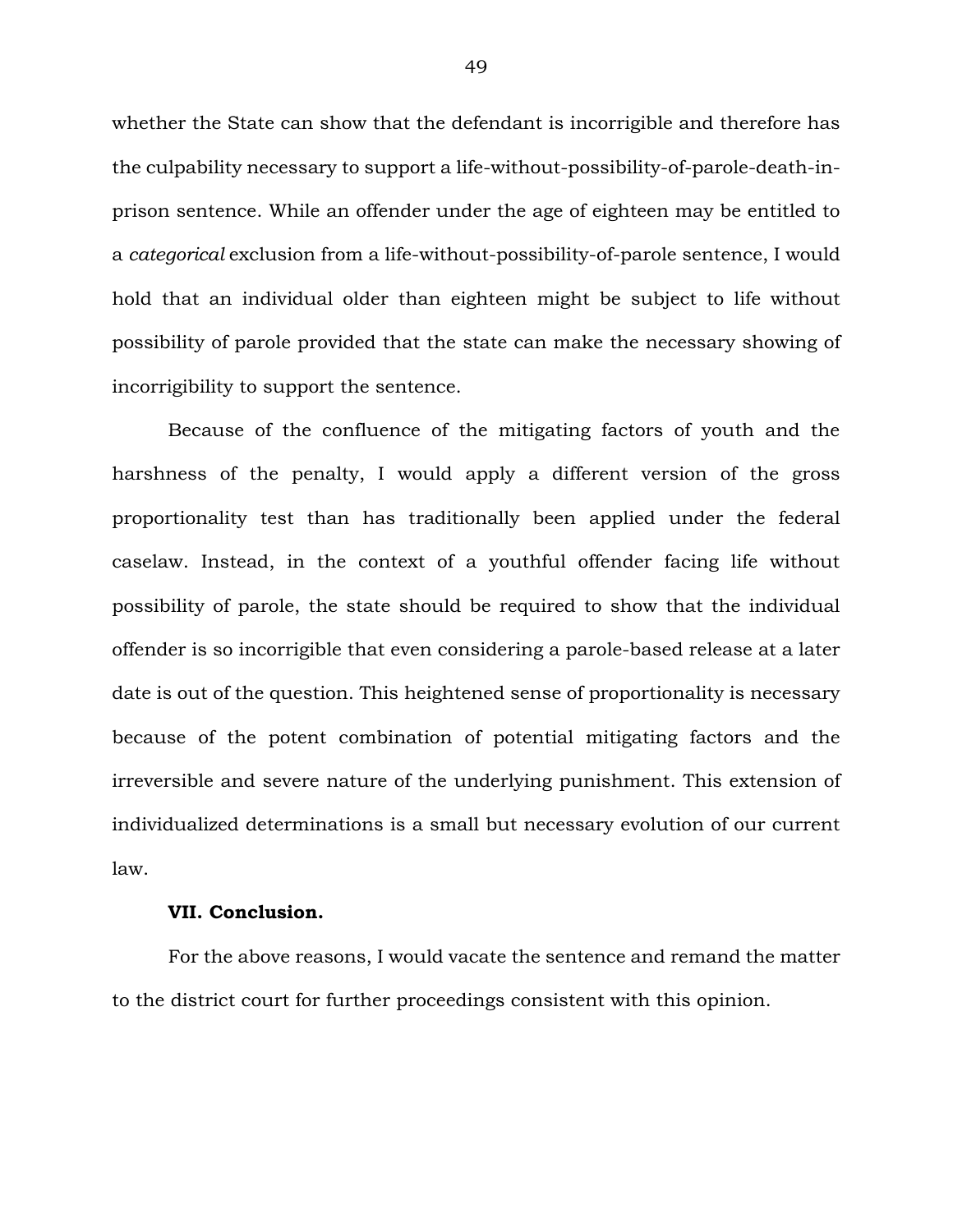whether the State can show that the defendant is incorrigible and therefore has the culpability necessary to support a life-without-possibility-of-parole-death-in-prison sentence. While an offender under the age of eighteen may be entitled to a *categorical* exclusion from a life-without-possibility-of-parole sentence, I would hold that an individual older than eighteen might be subject to life without possibility of parole provided that the state can make the necessary showing of incorrigibility to support the sentence.

Because of the confluence of the mitigating factors of youth and the harshness of the penalty, I would apply a different version of the gross proportionality test than has traditionally been applied under the federal caselaw. Instead, in the context of a youthful offender facing life without possibility of parole, the state should be required to show that the individual offender is so incorrigible that even considering a parole-based release at a later date is out of the question. This heightened sense of proportionality is necessary because of the potent combination of potential mitigating factors and the irreversible and severe nature of the underlying punishment. This extension of individualized determinations is a small but necessary evolution of our current law.

**VII. Conclusion.**

For the above reasons, I would vacate the sentence and remand the matter to the district court for further proceedings consistent with this opinion.